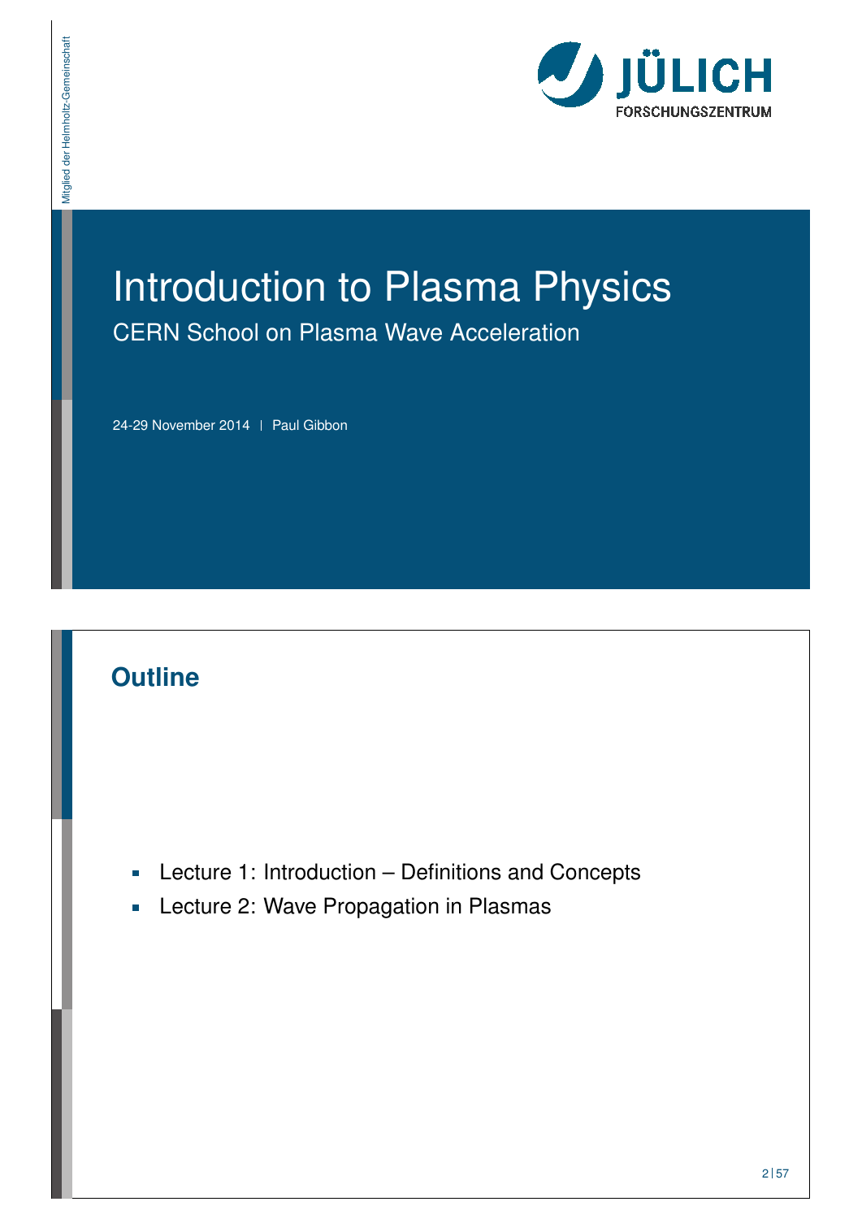# Introduction to Plasma Physics

CERN School on Plasma Wave Acceleration

24-29 November 2014 | Paul Gibbon

## Outline

- Lecture 1: Introduction – Definitions and Concepts
- Lecture 2: Wave Propagation in Plasmas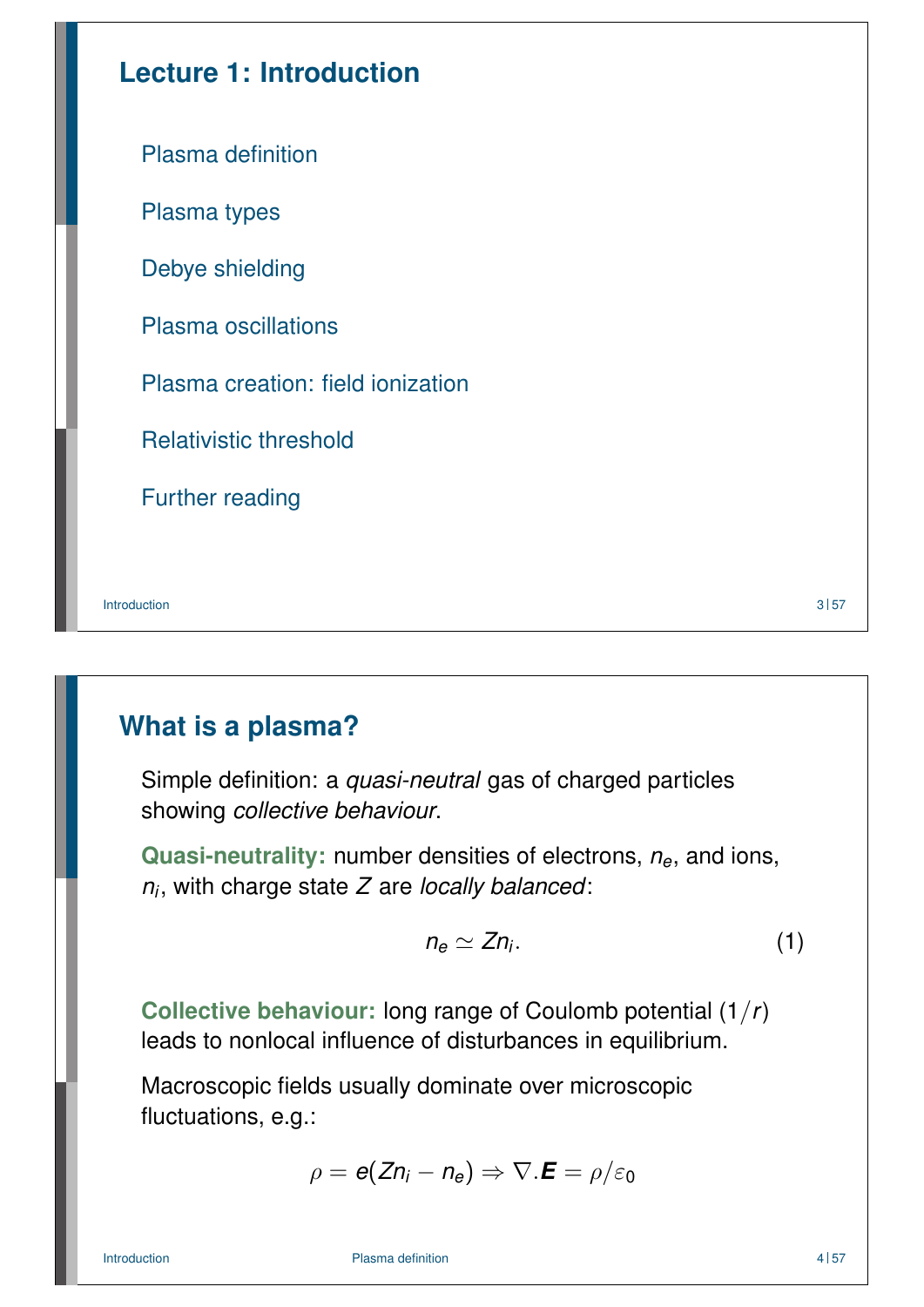## Lecture 1: Introduction

- Plasma definition
- Plasma types
- Debye shielding
- Plasma oscillations
- Plasma creation: field ionization
- Relativistic threshold
- Further reading

## What is a plasma?

Simple definition: a *quasi-neutral* gas of charged particles showing *collective behaviour*.

**Quasi-neutrality:** number densities of electrons, $n_e$, and ions, $n_i$, with charge state $Z$ are *locally balanced*:

$$n_e \simeq Z n_i. \tag{1}$$

**Collective behaviour:** long range of Coulomb potential ($1/r$) leads to nonlocal influence of disturbances in equilibrium.

Macroscopic fields usually dominate over microscopic fluctuations, e.g.:

$$\rho = e(Zn_i - n_e) \Rightarrow \nabla.\boldsymbol{E} = \rho/\varepsilon_0$$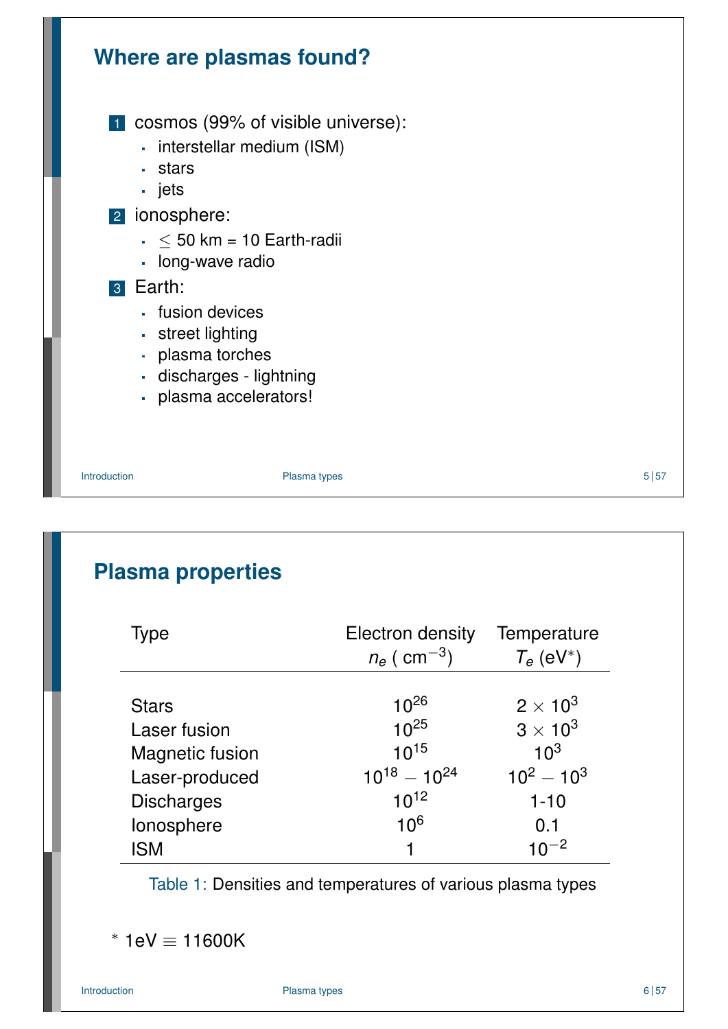## Where are plasmas found?

1. cosmos (99% of visible universe):
   - interstellar medium (ISM)
   - stars
   - jets
2. ionosphere:
   - $\leq$ 50 km = 10 Earth-radii
   - long-wave radio
3. Earth:
   - fusion devices
   - street lighting
   - plasma torches
   - discharges - lightning
   - plasma accelerators!

## Plasma properties

| Type | Electron density $n_e$ ( $\mathrm{cm}^{-3}$) | Temperature $T_e$ (eV*) |
|---|---|---|
| Stars | $10^{26}$ | $2 \times 10^{3}$ |
| Laser fusion | $10^{25}$ | $3 \times 10^{3}$ |
| Magnetic fusion | $10^{15}$ | $10^{3}$ |
| Laser-produced | $10^{18} - 10^{24}$ | $10^{2} - 10^{3}$ |
| Discharges | $10^{12}$ | 1-10 |
| Ionosphere | $10^{6}$ | 0.1 |
| ISM | 1 | $10^{-2}$ |

Table 1: Densities and temperatures of various plasma types

* 1eV $\equiv$ 11600K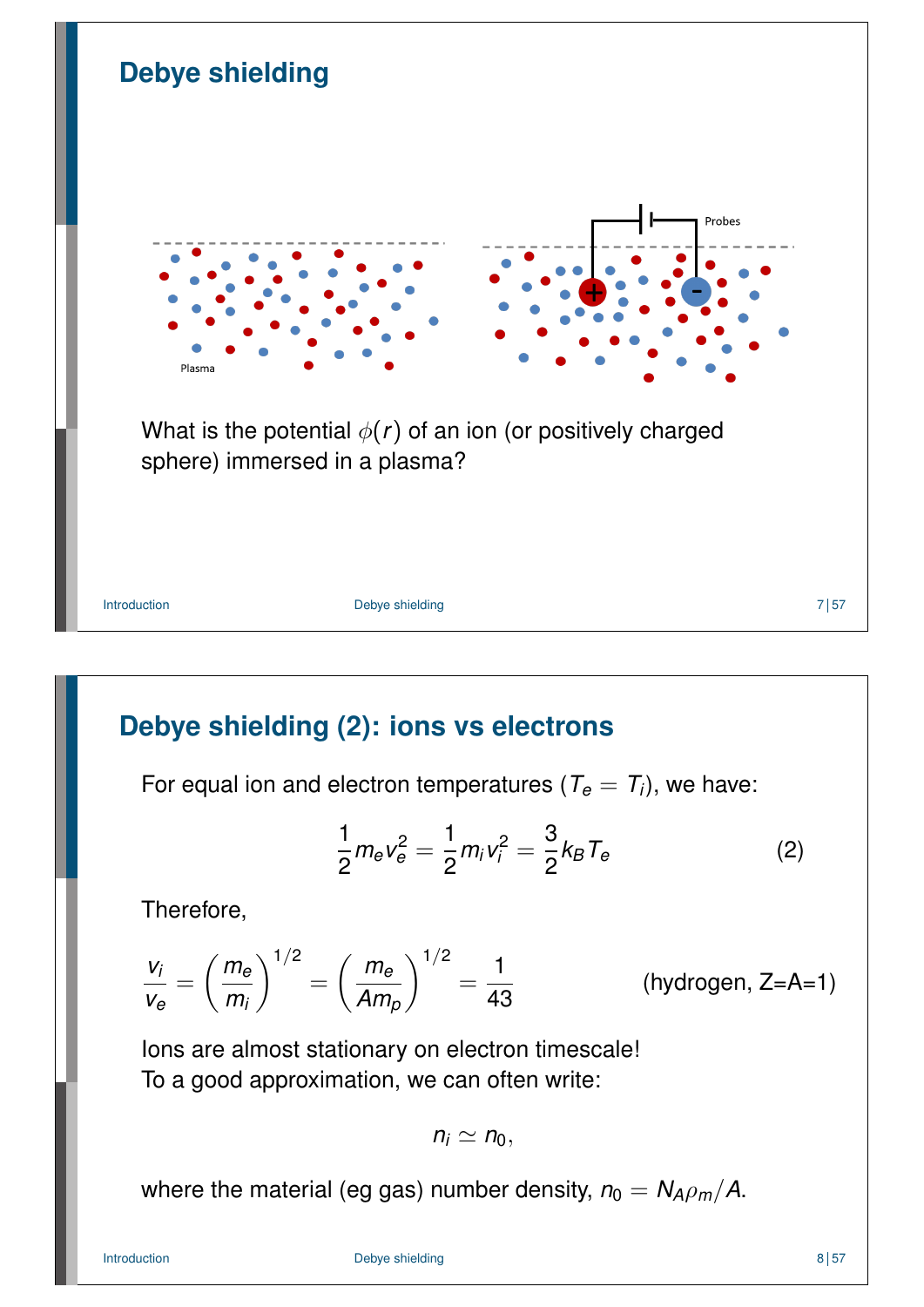## Debye shielding

Plasma

Probes

What is the potential $\phi(r)$ of an ion (or positively charged sphere) immersed in a plasma?

## Debye shielding (2): ions vs electrons

For equal ion and electron temperatures ($T_e = T_i$), we have:

$$\frac{1}{2}m_e v_e^2 = \frac{1}{2}m_i v_i^2 = \frac{3}{2}k_B T_e \tag{2}$$

Therefore,

$$\frac{v_i}{v_e} = \left(\frac{m_e}{m_i}\right)^{1/2} = \left(\frac{m_e}{Am_p}\right)^{1/2} = \frac{1}{43} \qquad \text{(hydrogen, Z=A=1)}$$

Ions are almost stationary on electron timescale!
To a good approximation, we can often write:

$$n_i \simeq n_0,$$

where the material (eg gas) number density, $n_0 = N_A \rho_m / A$.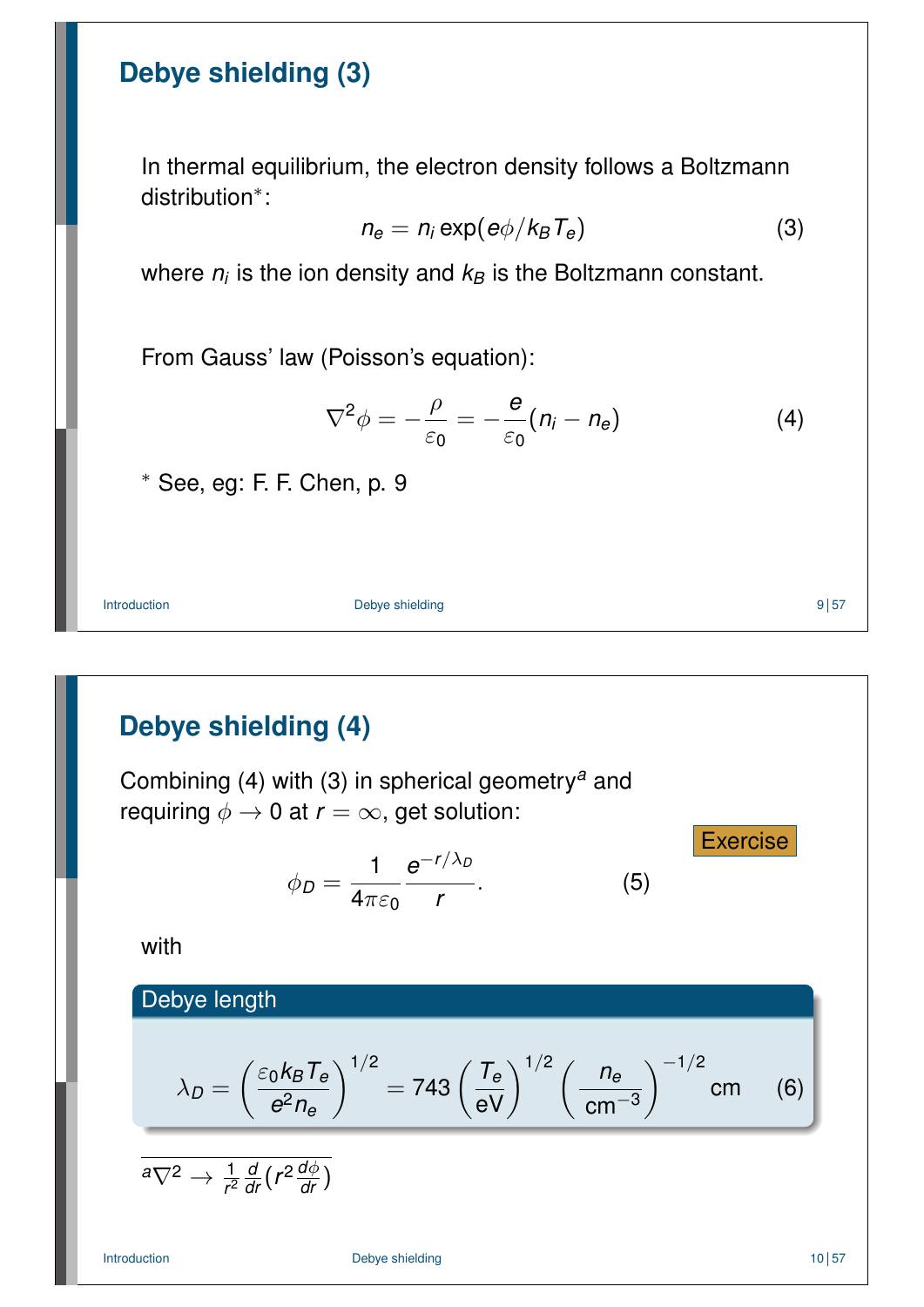# Debye shielding (3)

In thermal equilibrium, the electron density follows a Boltzmann distribution*:

$$n_e = n_i \exp(e\phi/k_B T_e) \tag{3}$$

where $n_i$ is the ion density and $k_B$ is the Boltzmann constant.

From Gauss' law (Poisson's equation):

$$\nabla^2 \phi = -\frac{\rho}{\varepsilon_0} = -\frac{e}{\varepsilon_0}(n_i - n_e) \tag{4}$$

* See, eg: F. F. Chen, p. 9

# Debye shielding (4)

Combining (4) with (3) in spherical geometry[a] and requiring $\phi \to 0$ at $r = \infty$, get solution:

Exercise

$$\phi_D = \frac{1}{4\pi\varepsilon_0} \frac{e^{-r/\lambda_D}}{r}. \tag{5}$$

with

**Debye length**

$$\lambda_D = \left(\frac{\varepsilon_0 k_B T_e}{e^2 n_e}\right)^{1/2} = 743 \left(\frac{T_e}{\text{eV}}\right)^{1/2} \left(\frac{n_e}{\text{cm}^{-3}}\right)^{-1/2} \text{cm} \tag{6}$$

[a] $\nabla^2 \to \frac{1}{r^2}\frac{d}{dr}\left(r^2 \frac{d\phi}{dr}\right)$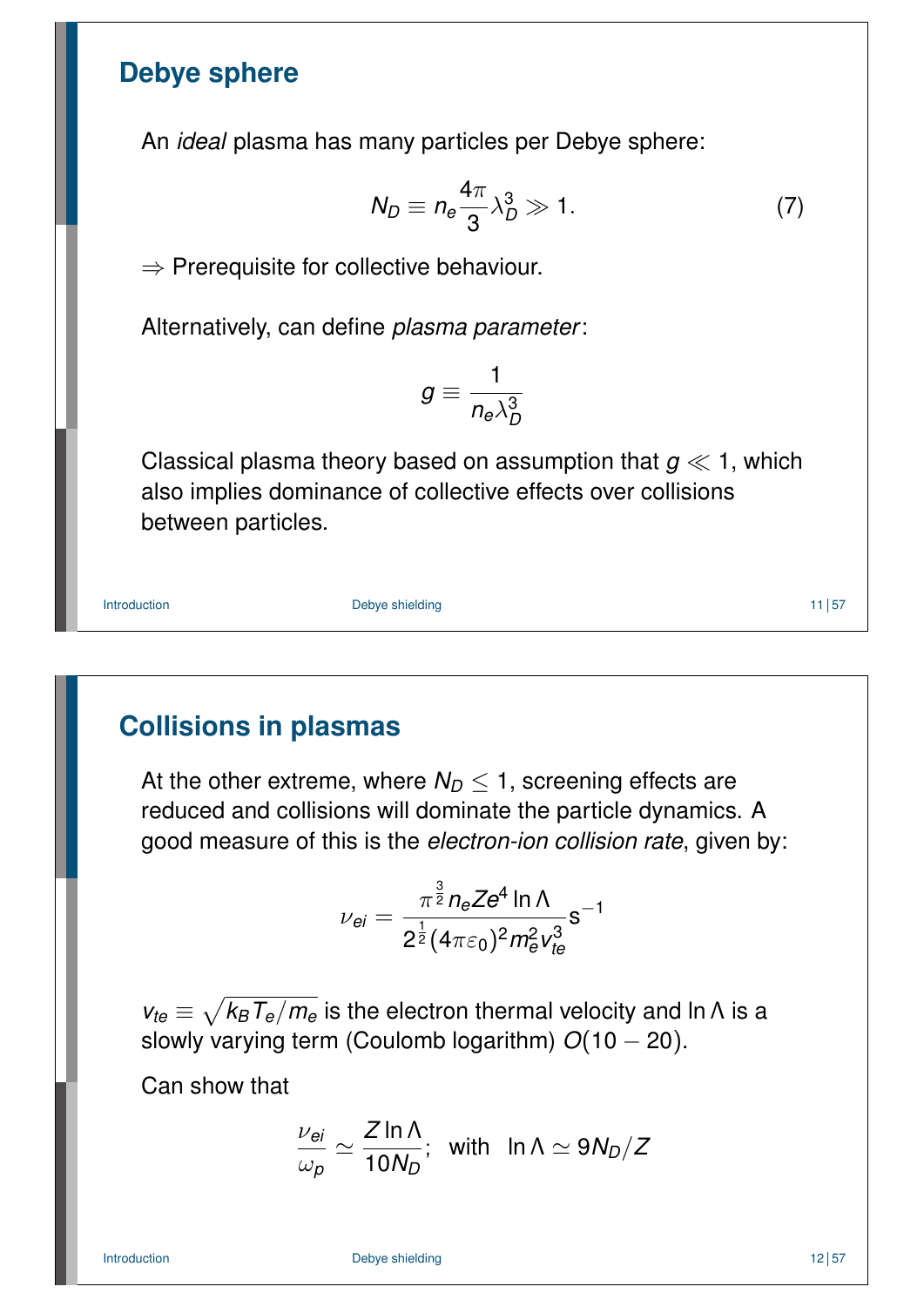## Debye sphere

An *ideal* plasma has many particles per Debye sphere:

$$N_D \equiv n_e \frac{4\pi}{3} \lambda_D^3 \gg 1. \tag{7}$$

$\Rightarrow$ Prerequisite for collective behaviour.

Alternatively, can define *plasma parameter*:

$$g \equiv \frac{1}{n_e \lambda_D^3}$$

Classical plasma theory based on assumption that $g \ll 1$, which also implies dominance of collective effects over collisions between particles.

## Collisions in plasmas

At the other extreme, where $N_D \leq 1$, screening effects are reduced and collisions will dominate the particle dynamics. A good measure of this is the *electron-ion collision rate*, given by:

$$\nu_{ei} = \frac{\pi^{\frac{3}{2}} n_e Z e^4 \ln \Lambda}{2^{\frac{1}{2}} (4\pi\varepsilon_0)^2 m_e^2 v_{te}^3} \mathrm{s}^{-1}$$

$v_{te} \equiv \sqrt{k_B T_e / m_e}$ is the electron thermal velocity and $\ln \Lambda$ is a slowly varying term (Coulomb logarithm) $O(10-20)$.

Can show that

$$\frac{\nu_{ei}}{\omega_p} \simeq \frac{Z \ln \Lambda}{10 N_D}; \quad \text{with} \quad \ln \Lambda \simeq 9 N_D / Z$$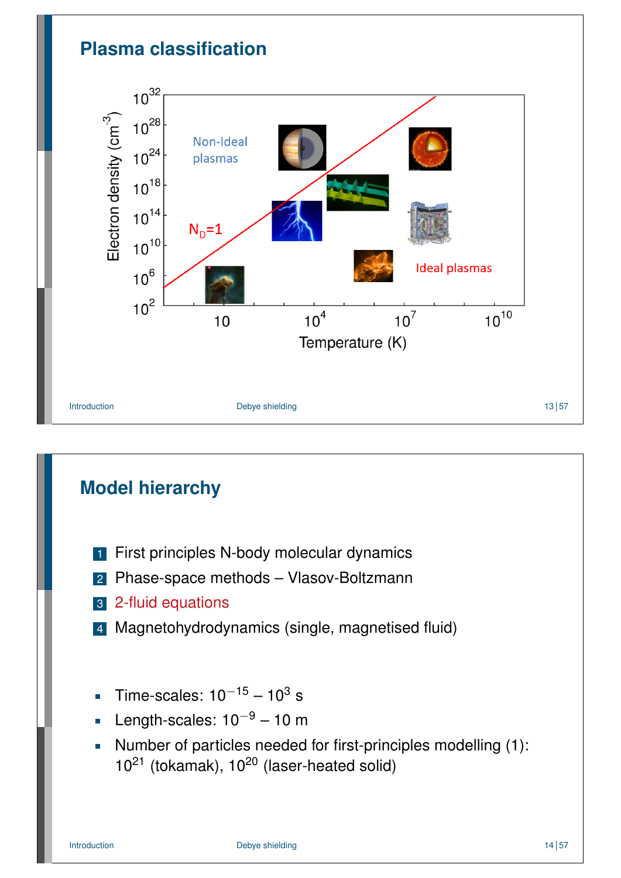## Plasma classification

Electron density ($cm^{-3}$) vs Temperature (K)

- Non-Ideal plasmas
- $N_D$=1
- Ideal plasmas

## Model hierarchy

1. First principles N-body molecular dynamics
2. Phase-space methods – Vlasov-Boltzmann
3. 2-fluid equations
4. Magnetohydrodynamics (single, magnetised fluid)

- Time-scales: $10^{-15}$ – $10^{3}$ s
- Length-scales: $10^{-9}$ – 10 m
- Number of particles needed for first-principles modelling (1): $10^{21}$ (tokamak), $10^{20}$ (laser-heated solid)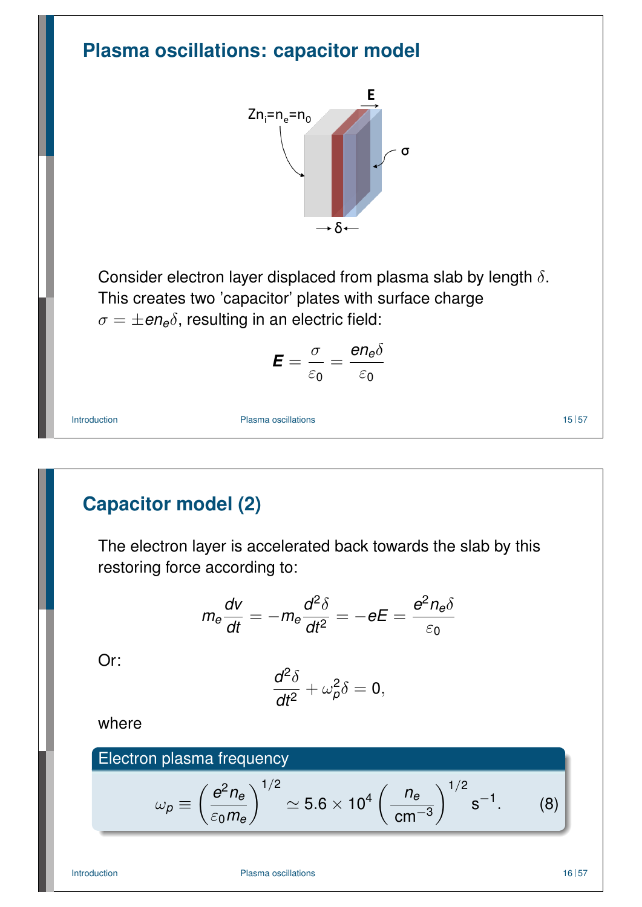## Plasma oscillations: capacitor model

Consider electron layer displaced from plasma slab by length $\delta$. This creates two 'capacitor' plates with surface charge $\sigma = \pm e n_e \delta$, resulting in an electric field:

$$\boldsymbol{E} = \frac{\sigma}{\varepsilon_0} = \frac{e n_e \delta}{\varepsilon_0}$$

## Capacitor model (2)

The electron layer is accelerated back towards the slab by this restoring force according to:

$$m_e \frac{dv}{dt} = -m_e \frac{d^2\delta}{dt^2} = -eE = \frac{e^2 n_e \delta}{\varepsilon_0}$$

Or:

$$\frac{d^2\delta}{dt^2} + \omega_p^2 \delta = 0,$$

where

**Electron plasma frequency**

$$\omega_p \equiv \left(\frac{e^2 n_e}{\varepsilon_0 m_e}\right)^{1/2} \simeq 5.6 \times 10^4 \left(\frac{n_e}{\text{cm}^{-3}}\right)^{1/2} \text{s}^{-1}. \quad (8)$$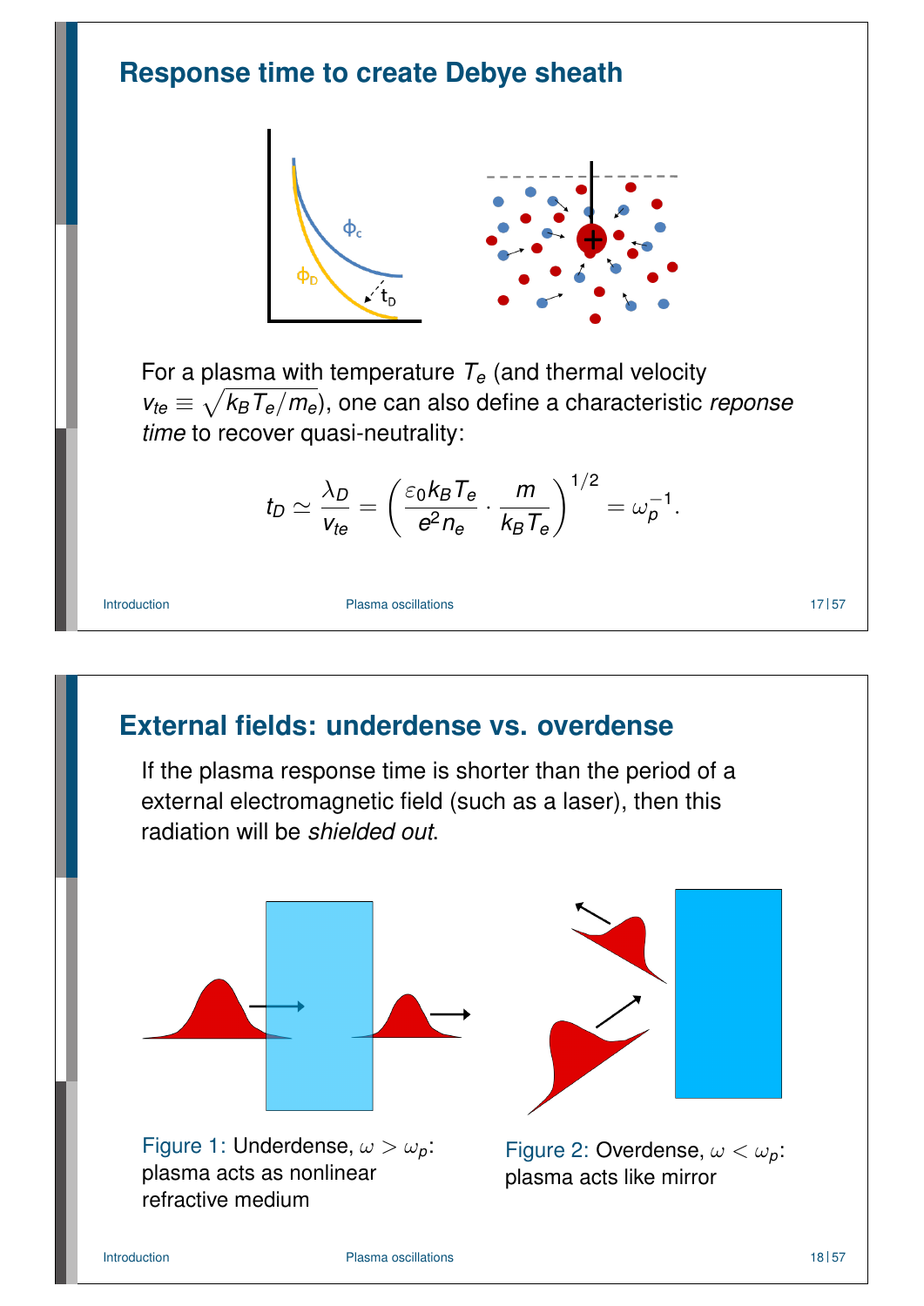## Response time to create Debye sheath

For a plasma with temperature $T_e$ (and thermal velocity $v_{te} \equiv \sqrt{k_B T_e / m_e}$), one can also define a characteristic *reponse time* to recover quasi-neutrality:

$$t_D \simeq \frac{\lambda_D}{v_{te}} = \left( \frac{\varepsilon_0 k_B T_e}{e^2 n_e} \cdot \frac{m}{k_B T_e} \right)^{1/2} = \omega_p^{-1}.$$

## External fields: underdense vs. overdense

If the plasma response time is shorter than the period of a external electromagnetic field (such as a laser), then this radiation will be *shielded out*.

Figure 1: Underdense, $\omega > \omega_p$: plasma acts as nonlinear refractive medium

Figure 2: Overdense, $\omega < \omega_p$: plasma acts like mirror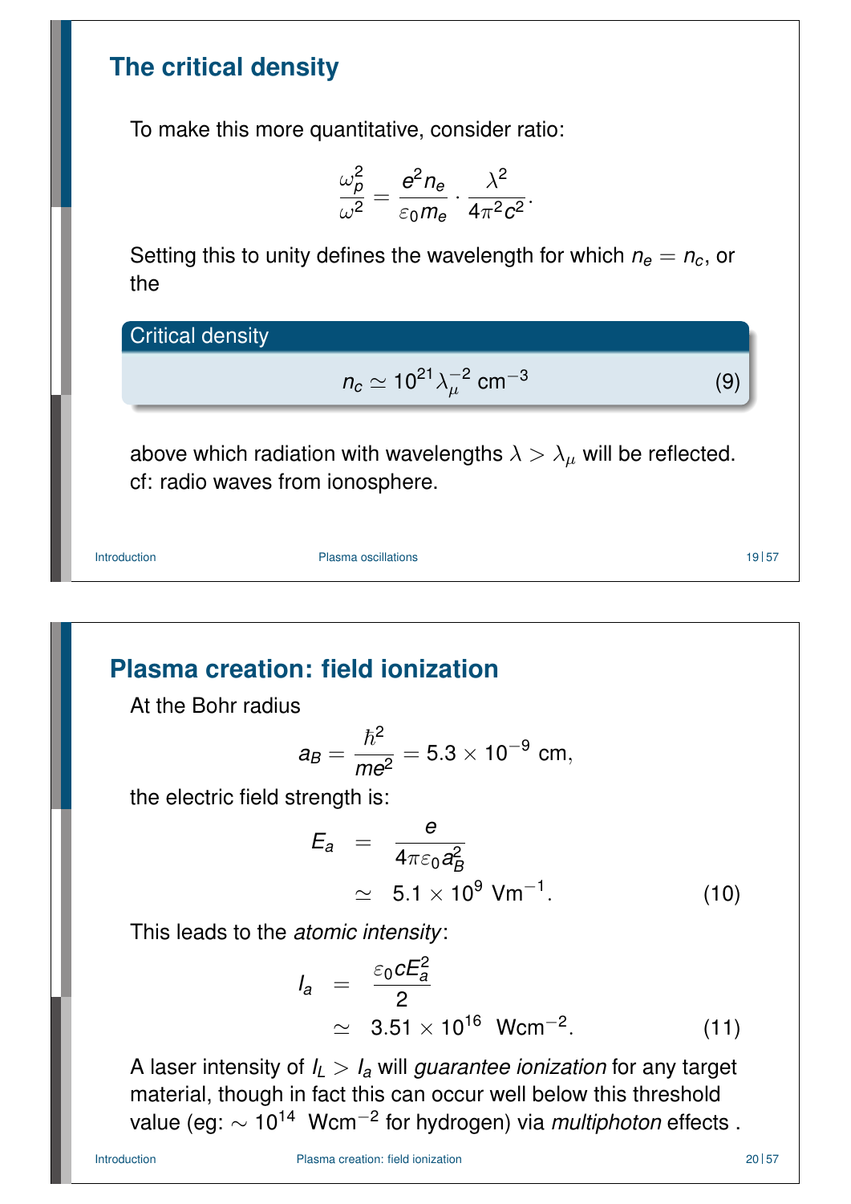## The critical density

To make this more quantitative, consider ratio:

$$\frac{\omega_p^2}{\omega^2} = \frac{e^2 n_e}{\varepsilon_0 m_e} \cdot \frac{\lambda^2}{4\pi^2 c^2}.$$

Setting this to unity defines the wavelength for which $n_e = n_c$, or the

**Critical density**

$$n_c \simeq 10^{21} \lambda_\mu^{-2} \text{ cm}^{-3} \tag{9}$$

above which radiation with wavelengths $\lambda > \lambda_\mu$ will be reflected. cf: radio waves from ionosphere.

## Plasma creation: field ionization

At the Bohr radius

$$a_B = \frac{\hbar^2}{me^2} = 5.3 \times 10^{-9} \text{ cm},$$

the electric field strength is:

$$\begin{aligned} E_a &= \frac{e}{4\pi\varepsilon_0 a_B^2} \\ &\simeq 5.1 \times 10^9 \text{ Vm}^{-1}. \end{aligned} \tag{10}$$

This leads to the *atomic intensity*:

$$\begin{aligned} I_a &= \frac{\varepsilon_0 c E_a^2}{2} \\ &\simeq 3.51 \times 10^{16} \text{ Wcm}^{-2}. \end{aligned} \tag{11}$$

A laser intensity of $I_L > I_a$ will *guarantee ionization* for any target material, though in fact this can occur well below this threshold value (eg: $\sim 10^{14}$ Wcm$^{-2}$ for hydrogen) via *multiphoton* effects .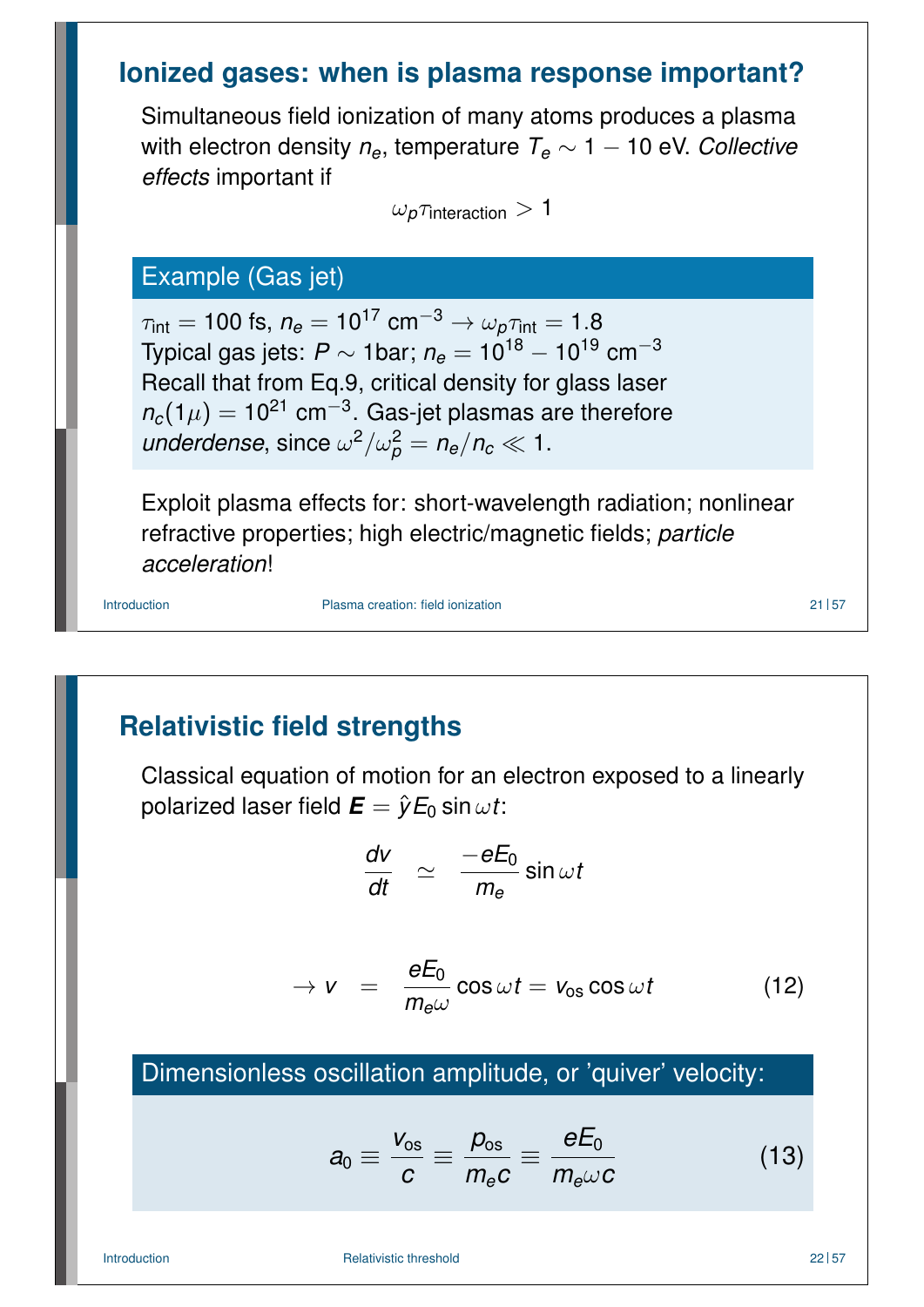## Ionized gases: when is plasma response important?

Simultaneous field ionization of many atoms produces a plasma with electron density $n_e$, temperature $T_e \sim 1 - 10$ eV. *Collective effects* important if

$$\omega_p \tau_{\text{interaction}} > 1$$

### Example (Gas jet)

$\tau_{\text{int}} = 100$ fs, $n_e = 10^{17}$ cm$^{-3}$ $\rightarrow \omega_p \tau_{\text{int}} = 1.8$
Typical gas jets: $P \sim 1$bar; $n_e = 10^{18} - 10^{19}$ cm$^{-3}$
Recall that from Eq.9, critical density for glass laser $n_c(1\mu) = 10^{21}$ cm$^{-3}$. Gas-jet plasmas are therefore *underdense*, since $\omega^2/\omega_p^2 = n_e/n_c \ll 1$.

Exploit plasma effects for: short-wavelength radiation; nonlinear refractive properties; high electric/magnetic fields; *particle acceleration*!

## Relativistic field strengths

Classical equation of motion for an electron exposed to a linearly polarized laser field $\boldsymbol{E} = \hat{y} E_0 \sin \omega t$:

$$\frac{dv}{dt} \simeq \frac{-eE_0}{m_e} \sin \omega t$$

$$\rightarrow v = \frac{eE_0}{m_e \omega} \cos \omega t = v_{\text{os}} \cos \omega t \tag{12}$$

### Dimensionless oscillation amplitude, or 'quiver' velocity:

$$a_0 \equiv \frac{v_{\text{os}}}{c} \equiv \frac{p_{\text{os}}}{m_e c} \equiv \frac{eE_0}{m_e \omega c} \tag{13}$$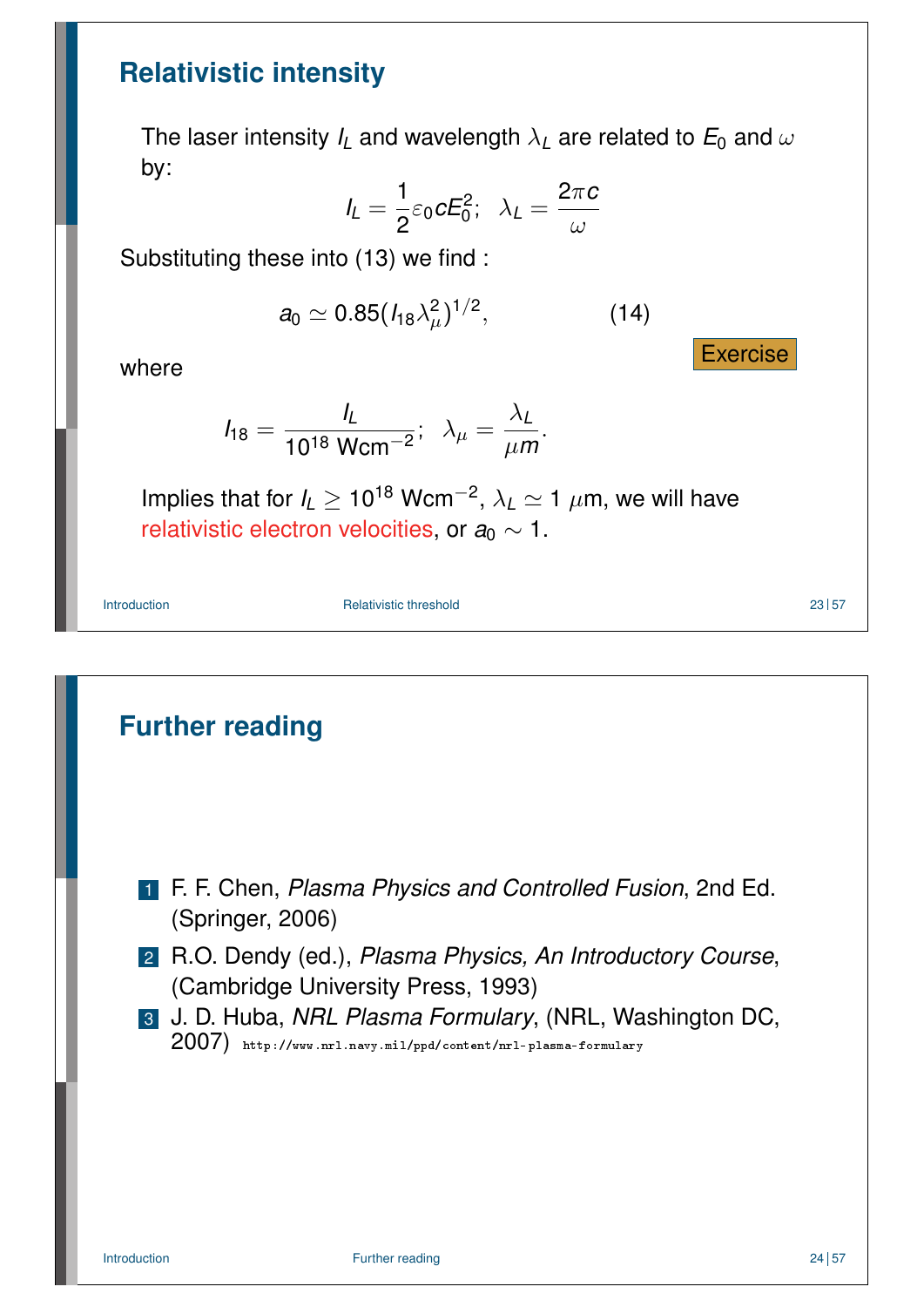## Relativistic intensity

The laser intensity $I_L$ and wavelength $\lambda_L$ are related to $E_0$ and $\omega$ by:

$$I_L = \frac{1}{2}\varepsilon_0 c E_0^2; \quad \lambda_L = \frac{2\pi c}{\omega}$$

Substituting these into (13) we find :

$$a_0 \simeq 0.85(I_{18}\lambda_\mu^2)^{1/2}, \qquad (14)$$

Exercise

where

$$I_{18} = \frac{I_L}{10^{18}\ \mathrm{Wcm^{-2}}}; \quad \lambda_\mu = \frac{\lambda_L}{\mu m}.$$

Implies that for $I_L \geq 10^{18}$ Wcm$^{-2}$, $\lambda_L \simeq 1\ \mu$m, we will have relativistic electron velocities, or $a_0 \sim 1$.

## Further reading

1. F. F. Chen, *Plasma Physics and Controlled Fusion*, 2nd Ed. (Springer, 2006)
2. R.O. Dendy (ed.), *Plasma Physics, An Introductory Course*, (Cambridge University Press, 1993)
3. J. D. Huba, *NRL Plasma Formulary*, (NRL, Washington DC, 2007) http://www.nrl.navy.mil/ppd/content/nrl-plasma-formulary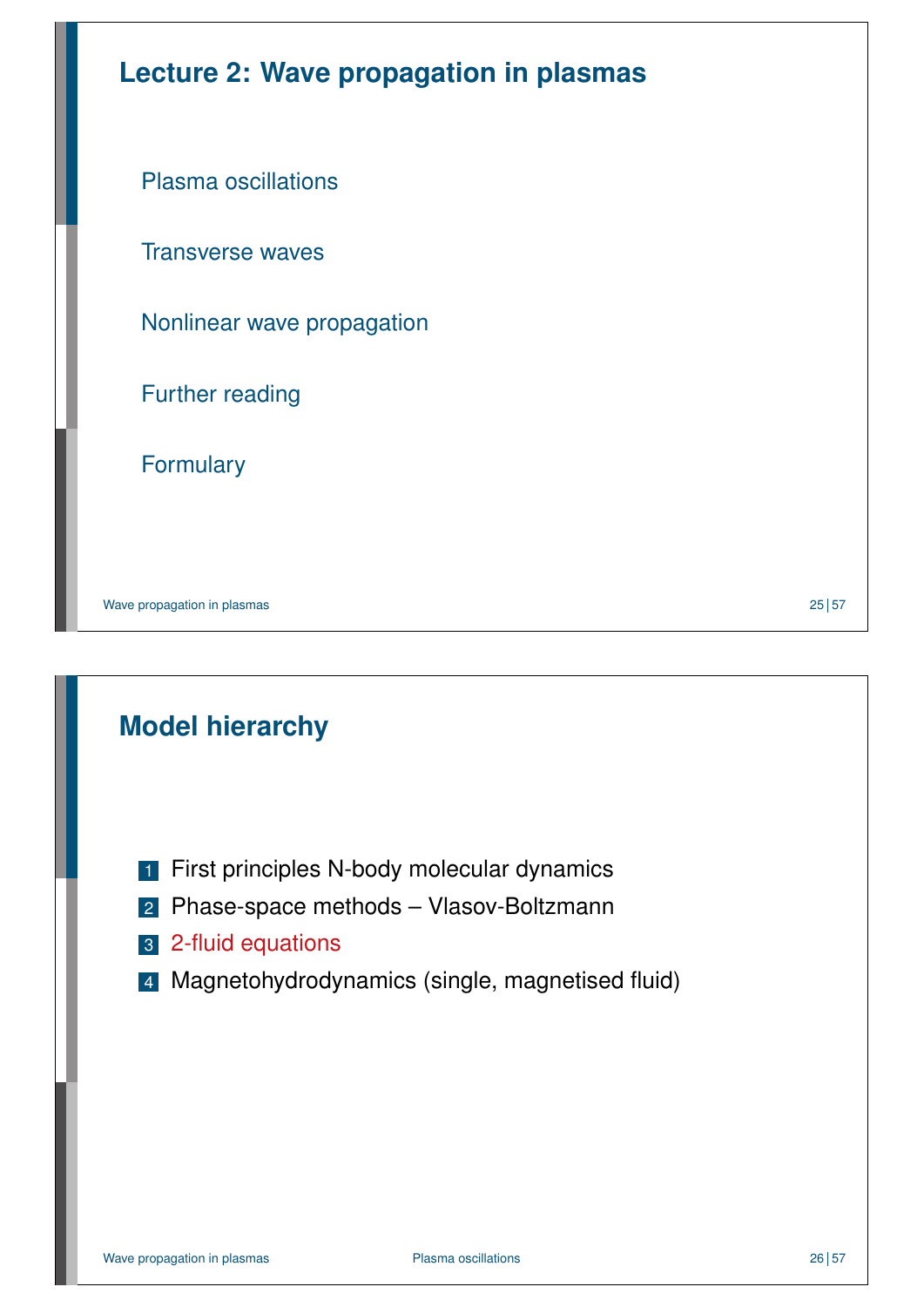# Lecture 2: Wave propagation in plasmas

- Plasma oscillations
- Transverse waves
- Nonlinear wave propagation
- Further reading
- Formulary

# Model hierarchy

1. First principles N-body molecular dynamics
2. Phase-space methods – Vlasov-Boltzmann
3. 2-fluid equations
4. Magnetohydrodynamics (single, magnetised fluid)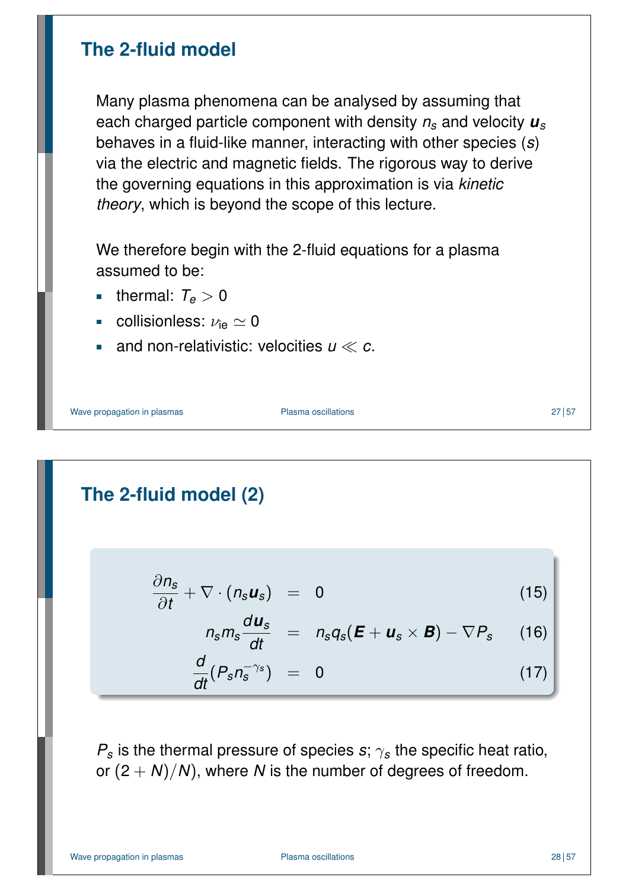## The 2-fluid model

Many plasma phenomena can be analysed by assuming that each charged particle component with density $n_s$ and velocity $\boldsymbol{u}_s$ behaves in a fluid-like manner, interacting with other species ($s$) via the electric and magnetic fields. The rigorous way to derive the governing equations in this approximation is via *kinetic theory*, which is beyond the scope of this lecture.

We therefore begin with the 2-fluid equations for a plasma assumed to be:

- thermal: $T_e > 0$
- collisionless: $\nu_{ie} \simeq 0$
- and non-relativistic: velocities $u \ll c$.

## The 2-fluid model (2)

$$\frac{\partial n_s}{\partial t} + \nabla \cdot (n_s \boldsymbol{u}_s) = 0 \tag{15}$$

$$n_s m_s \frac{d\boldsymbol{u}_s}{dt} = n_s q_s (\boldsymbol{E} + \boldsymbol{u}_s \times \boldsymbol{B}) - \nabla P_s \tag{16}$$

$$\frac{d}{dt}(P_s n_s^{-\gamma_s}) = 0 \tag{17}$$

$P_s$ is the thermal pressure of species $s$; $\gamma_s$ the specific heat ratio, or $(2 + N)/N$, where $N$ is the number of degrees of freedom.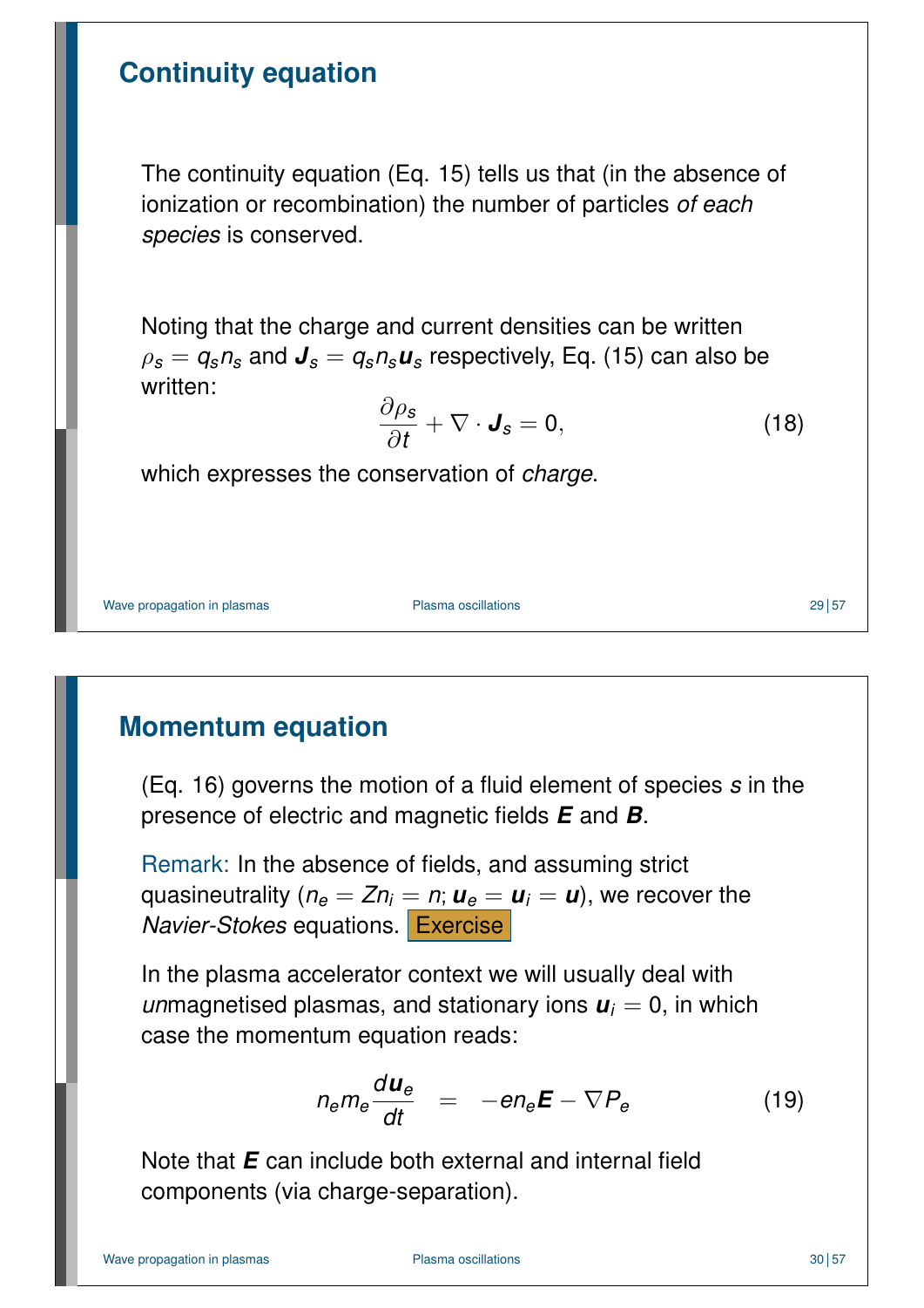## Continuity equation

The continuity equation (Eq. 15) tells us that (in the absence of ionization or recombination) the number of particles *of each species* is conserved.

Noting that the charge and current densities can be written $\rho_s = q_s n_s$ and $\boldsymbol{J}_s = q_s n_s \boldsymbol{u}_s$ respectively, Eq. (15) can also be written:

$$\frac{\partial \rho_s}{\partial t} + \nabla \cdot \boldsymbol{J}_s = 0, \tag{18}$$

which expresses the conservation of *charge*.

## Momentum equation

(Eq. 16) governs the motion of a fluid element of species $s$ in the presence of electric and magnetic fields $\boldsymbol{E}$ and $\boldsymbol{B}$.

Remark: In the absence of fields, and assuming strict quasineutrality ($n_e = Zn_i = n$; $\boldsymbol{u}_e = \boldsymbol{u}_i = \boldsymbol{u}$), we recover the *Navier-Stokes* equations. Exercise

In the plasma accelerator context we will usually deal with *un*magnetised plasmas, and stationary ions $\boldsymbol{u}_i = 0$, in which case the momentum equation reads:

$$n_e m_e \frac{d\boldsymbol{u}_e}{dt} \quad = \quad -en_e\boldsymbol{E} - \nabla P_e \tag{19}$$

Note that $\boldsymbol{E}$ can include both external and internal field components (via charge-separation).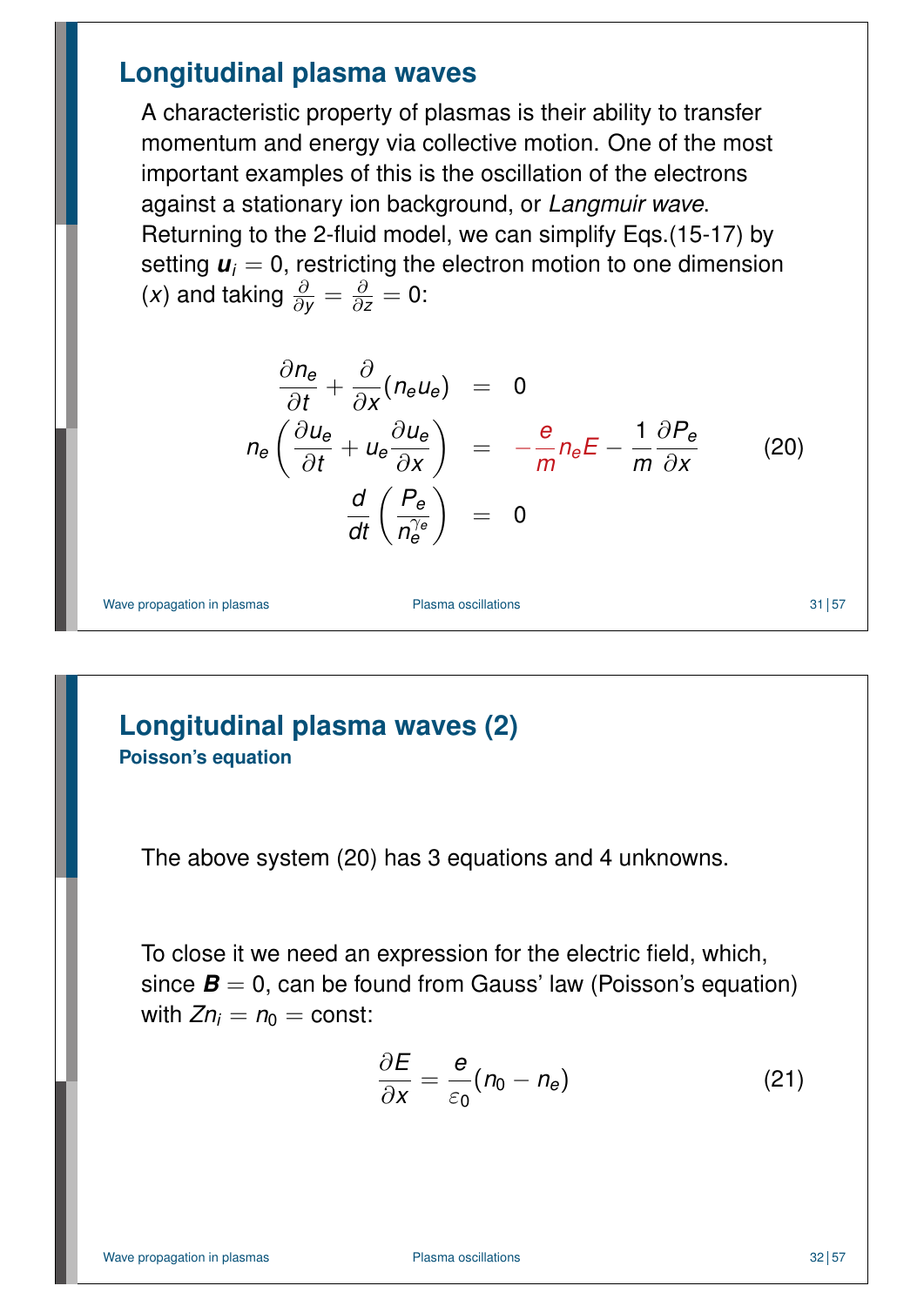## Longitudinal plasma waves

A characteristic property of plasmas is their ability to transfer momentum and energy via collective motion. One of the most important examples of this is the oscillation of the electrons against a stationary ion background, or *Langmuir wave*. Returning to the 2-fluid model, we can simplify Eqs.(15-17) by setting $\boldsymbol{u}_i = 0$, restricting the electron motion to one dimension ($x$) and taking $\frac{\partial}{\partial y} = \frac{\partial}{\partial z} = 0$:

$$
\begin{aligned}
\frac{\partial n_e}{\partial t} + \frac{\partial}{\partial x}(n_e u_e) &= 0 \\
n_e \left( \frac{\partial u_e}{\partial t} + u_e \frac{\partial u_e}{\partial x} \right) &= -\frac{e}{m} n_e E - \frac{1}{m} \frac{\partial P_e}{\partial x} \\
\frac{d}{dt} \left( \frac{P_e}{n_e^{\gamma_e}} \right) &= 0
\end{aligned}
\tag{20}
$$

## Longitudinal plasma waves (2)

### Poisson's equation

The above system (20) has 3 equations and 4 unknowns.

To close it we need an expression for the electric field, which, since $\boldsymbol{B} = 0$, can be found from Gauss' law (Poisson's equation) with $Zn_i = n_0 = \text{const}$:

$$
\frac{\partial E}{\partial x} = \frac{e}{\varepsilon_0}(n_0 - n_e) \tag{21}
$$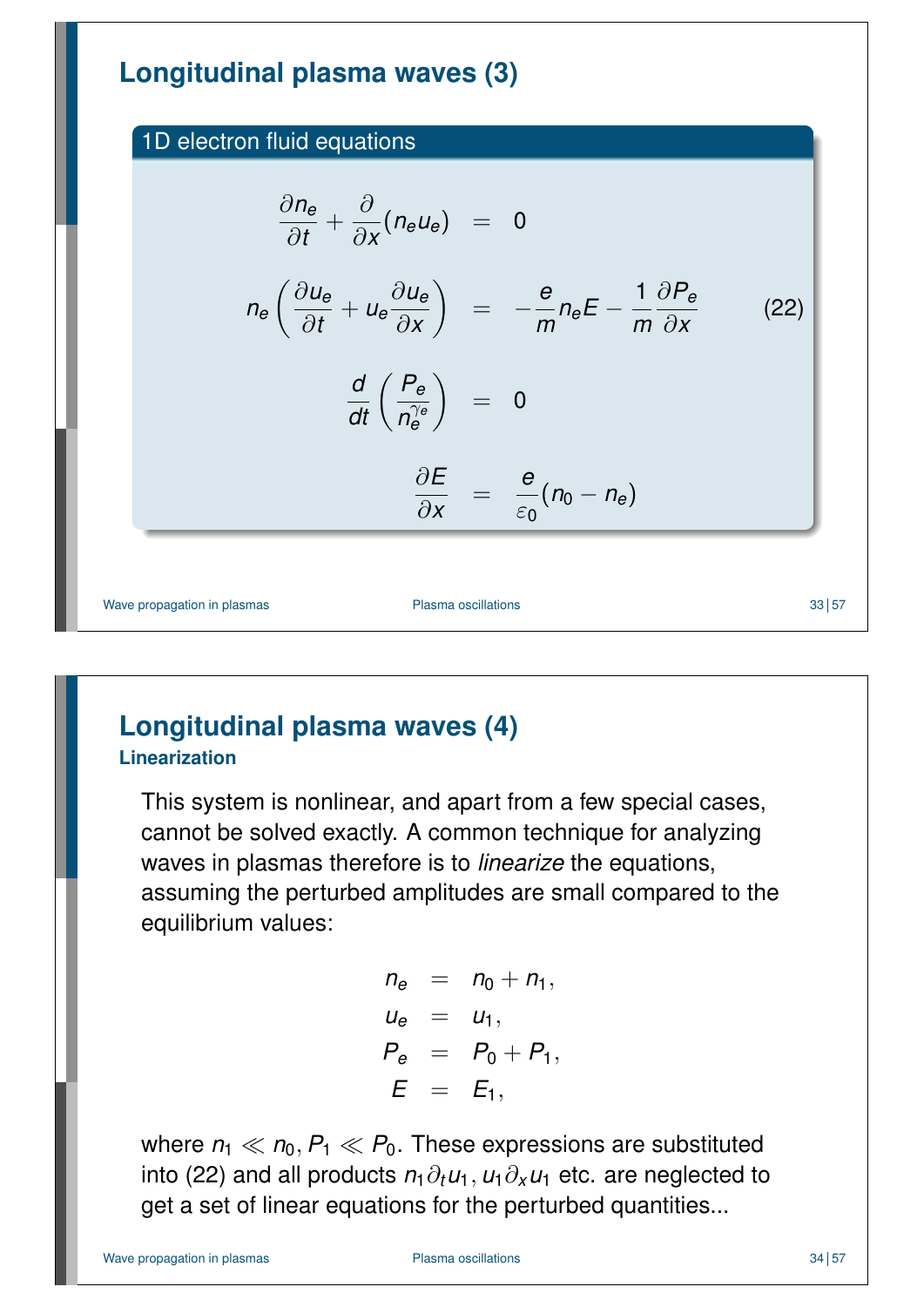## Longitudinal plasma waves (3)

**1D electron fluid equations**

$$
\begin{aligned}
\frac{\partial n_e}{\partial t} + \frac{\partial}{\partial x}(n_e u_e) &= 0 \\
n_e \left( \frac{\partial u_e}{\partial t} + u_e \frac{\partial u_e}{\partial x} \right) &= -\frac{e}{m} n_e E - \frac{1}{m} \frac{\partial P_e}{\partial x} \\
\frac{d}{dt} \left( \frac{P_e}{n_e^{\gamma_e}} \right) &= 0 \\
\frac{\partial E}{\partial x} &= \frac{e}{\varepsilon_0}(n_0 - n_e)
\end{aligned}
\tag{22}
$$

## Longitudinal plasma waves (4)

### Linearization

This system is nonlinear, and apart from a few special cases, cannot be solved exactly. A common technique for analyzing waves in plasmas therefore is to *linearize* the equations, assuming the perturbed amplitudes are small compared to the equilibrium values:

$$
\begin{aligned}
n_e &= n_0 + n_1, \\
u_e &= u_1, \\
P_e &= P_0 + P_1, \\
E &= E_1,
\end{aligned}
$$

where $n_1 \ll n_0, P_1 \ll P_0$. These expressions are substituted into (22) and all products $n_1 \partial_t u_1, u_1 \partial_x u_1$ etc. are neglected to get a set of linear equations for the perturbed quantities...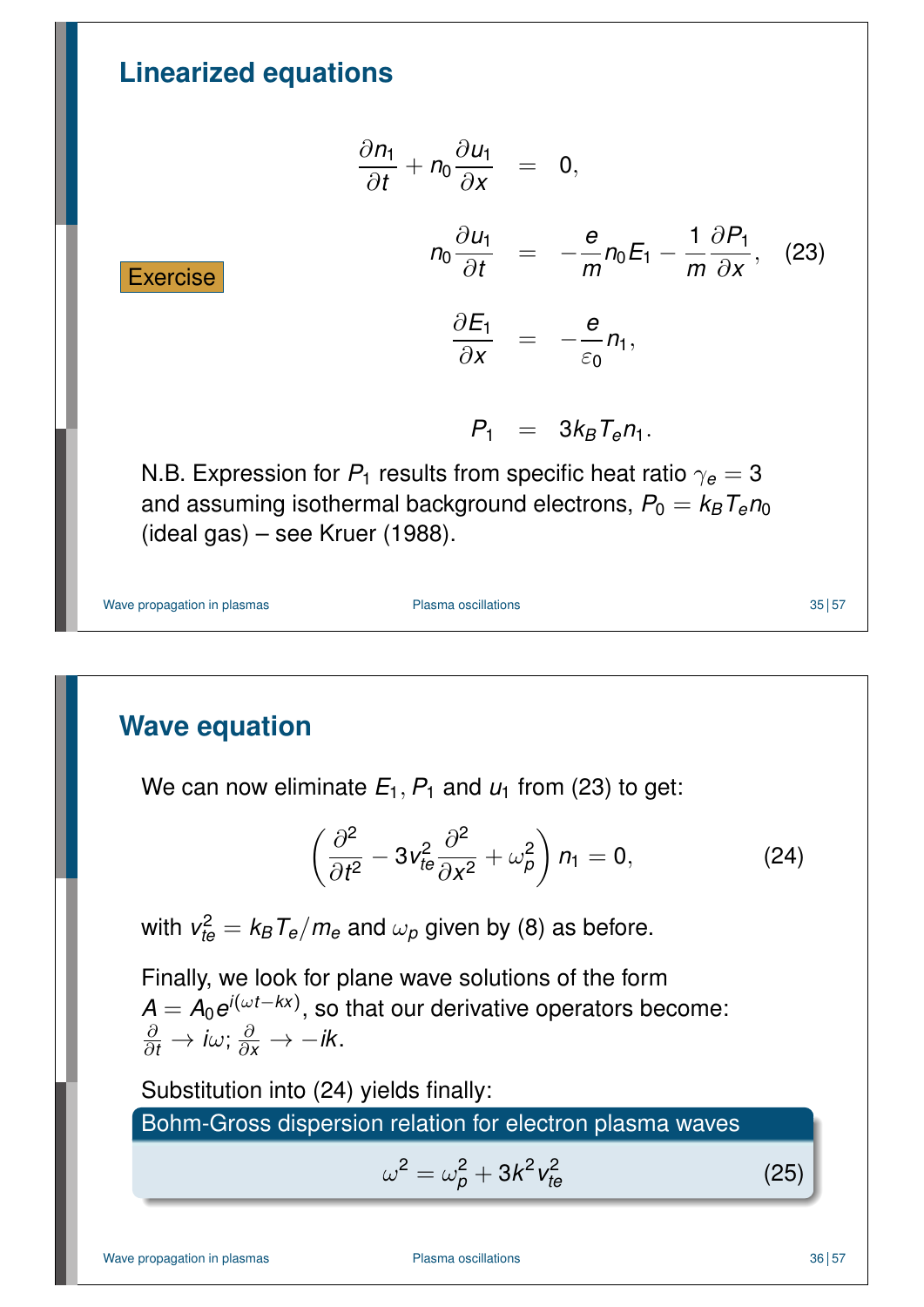## Linearized equations

Exercise

$$
\begin{aligned}
\frac{\partial n_1}{\partial t} + n_0 \frac{\partial u_1}{\partial x} &= 0, \\
n_0 \frac{\partial u_1}{\partial t} &= -\frac{e}{m} n_0 E_1 - \frac{1}{m} \frac{\partial P_1}{\partial x}, \quad (23) \\
\frac{\partial E_1}{\partial x} &= -\frac{e}{\varepsilon_0} n_1, \\
P_1 &= 3 k_B T_e n_1.
\end{aligned}
$$

N.B. Expression for $P_1$ results from specific heat ratio $\gamma_e = 3$ and assuming isothermal background electrons, $P_0 = k_B T_e n_0$ (ideal gas) – see Kruer (1988).

## Wave equation

We can now eliminate $E_1, P_1$ and $u_1$ from (23) to get:

$$
\left( \frac{\partial^2}{\partial t^2} - 3 v_{te}^2 \frac{\partial^2}{\partial x^2} + \omega_p^2 \right) n_1 = 0, \qquad (24)
$$

with $v_{te}^2 = k_B T_e / m_e$ and $\omega_p$ given by (8) as before.

Finally, we look for plane wave solutions of the form $A = A_0 e^{i(\omega t - kx)}$, so that our derivative operators become: $\frac{\partial}{\partial t} \to i\omega$; $\frac{\partial}{\partial x} \to -ik$.

Substitution into (24) yields finally:

**Bohm-Gross dispersion relation for electron plasma waves**

$$
\omega^2 = \omega_p^2 + 3 k^2 v_{te}^2 \qquad (25)
$$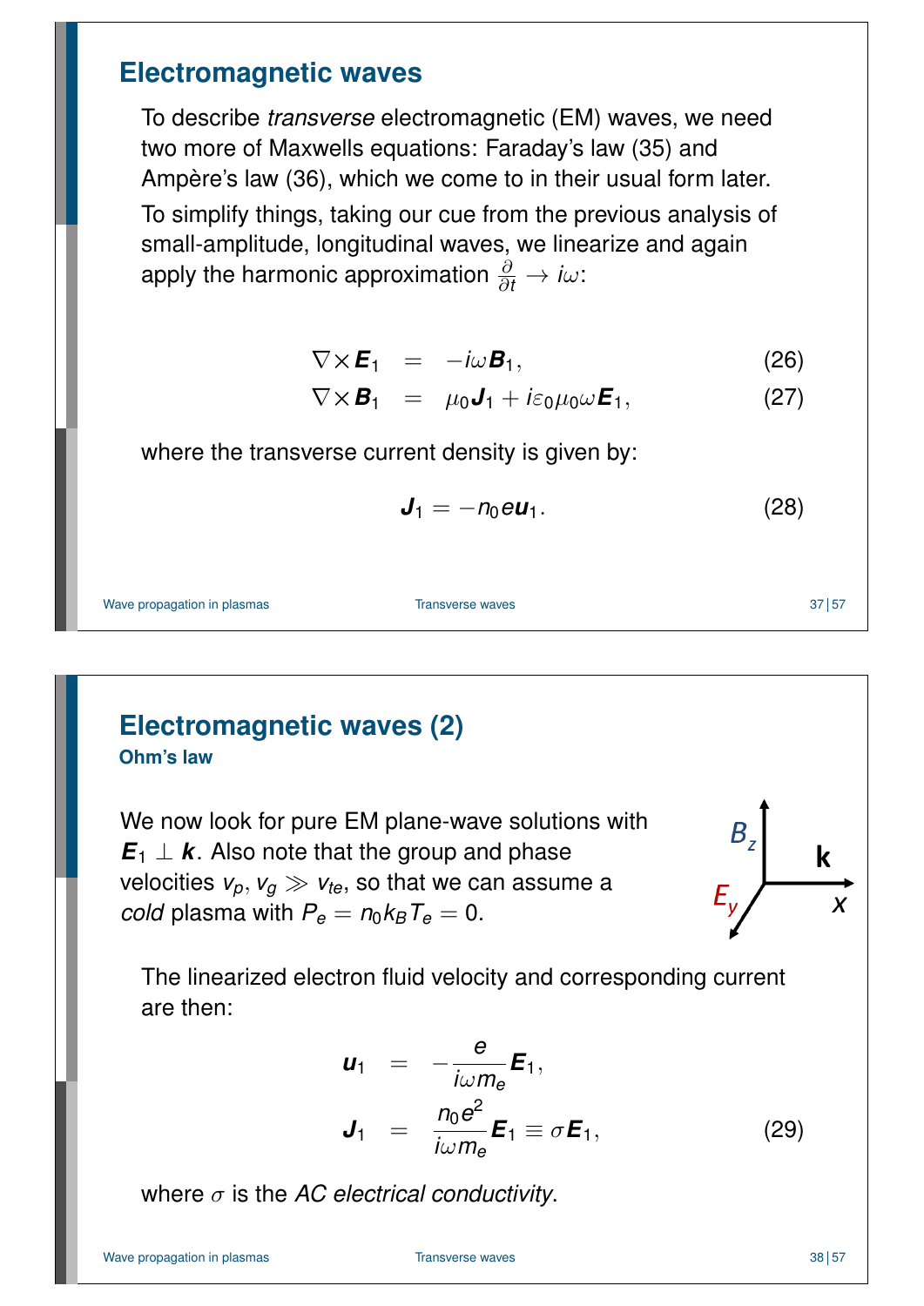# Electromagnetic waves

To describe *transverse* electromagnetic (EM) waves, we need two more of Maxwells equations: Faraday's law (35) and Ampère's law (36), which we come to in their usual form later.

To simplify things, taking our cue from the previous analysis of small-amplitude, longitudinal waves, we linearize and again apply the harmonic approximation $\frac{\partial}{\partial t} \rightarrow i\omega$:

$$\nabla \times \boldsymbol{E}_1 = -i\omega \boldsymbol{B}_1, \tag{26}$$

$$\nabla \times \boldsymbol{B}_1 = \mu_0 \boldsymbol{J}_1 + i\varepsilon_0 \mu_0 \omega \boldsymbol{E}_1, \tag{27}$$

where the transverse current density is given by:

$$\boldsymbol{J}_1 = -n_0 e \boldsymbol{u}_1. \tag{28}$$

# Electromagnetic waves (2)

### Ohm's law

We now look for pure EM plane-wave solutions with $\boldsymbol{E}_1 \perp \boldsymbol{k}$. Also note that the group and phase velocities $v_p, v_g \gg v_{te}$, so that we can assume a *cold* plasma with $P_e = n_0 k_B T_e = 0$.

The linearized electron fluid velocity and corresponding current are then:

$$\boldsymbol{u}_1 = -\frac{e}{i\omega m_e} \boldsymbol{E}_1,$$

$$\boldsymbol{J}_1 = \frac{n_0 e^2}{i\omega m_e} \boldsymbol{E}_1 \equiv \sigma \boldsymbol{E}_1, \tag{29}$$

where $\sigma$ is the *AC electrical conductivity*.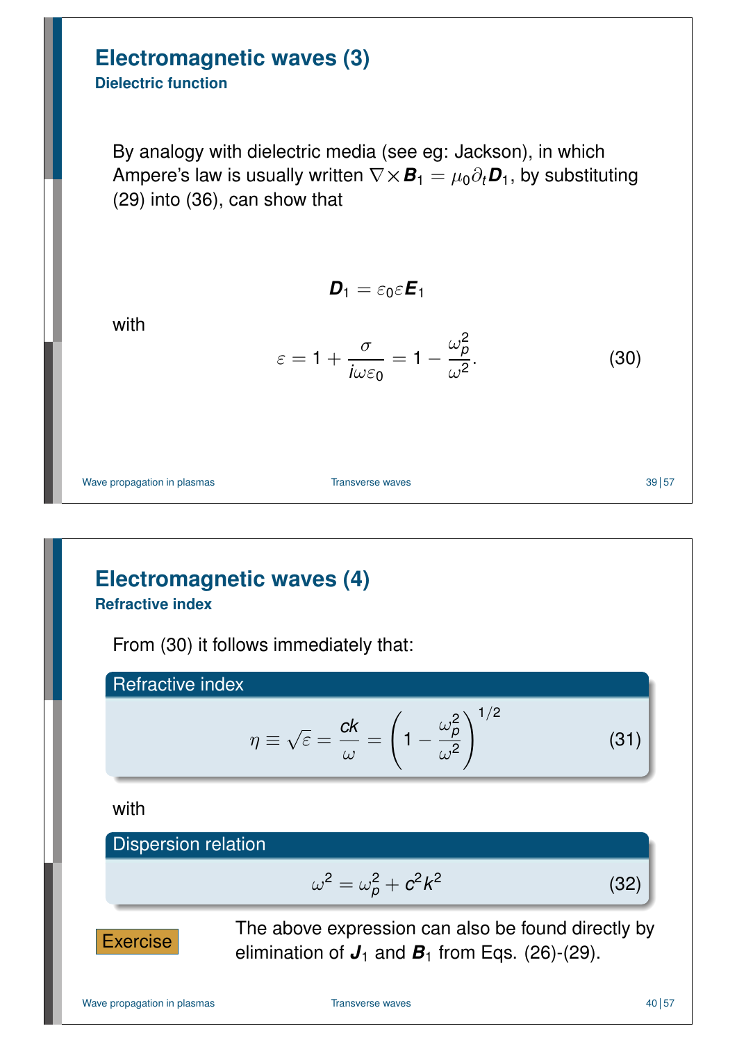# Electromagnetic waves (3)

## Dielectric function

By analogy with dielectric media (see eg: Jackson), in which Ampere's law is usually written $\nabla \times \boldsymbol{B}_1 = \mu_0 \partial_t \boldsymbol{D}_1$, by substituting (29) into (36), can show that

$$\boldsymbol{D}_1 = \varepsilon_0 \varepsilon \boldsymbol{E}_1$$

with

$$\varepsilon = 1 + \frac{\sigma}{i\omega\varepsilon_0} = 1 - \frac{\omega_p^2}{\omega^2}. \tag{30}$$

# Electromagnetic waves (4)

## Refractive index

From (30) it follows immediately that:

**Refractive index**

$$\eta \equiv \sqrt{\varepsilon} = \frac{ck}{\omega} = \left(1 - \frac{\omega_p^2}{\omega^2}\right)^{1/2} \tag{31}$$

with

**Dispersion relation**

$$\omega^2 = \omega_p^2 + c^2 k^2 \tag{32}$$

**Exercise** The above expression can also be found directly by elimination of $\boldsymbol{J}_1$ and $\boldsymbol{B}_1$ from Eqs. (26)-(29).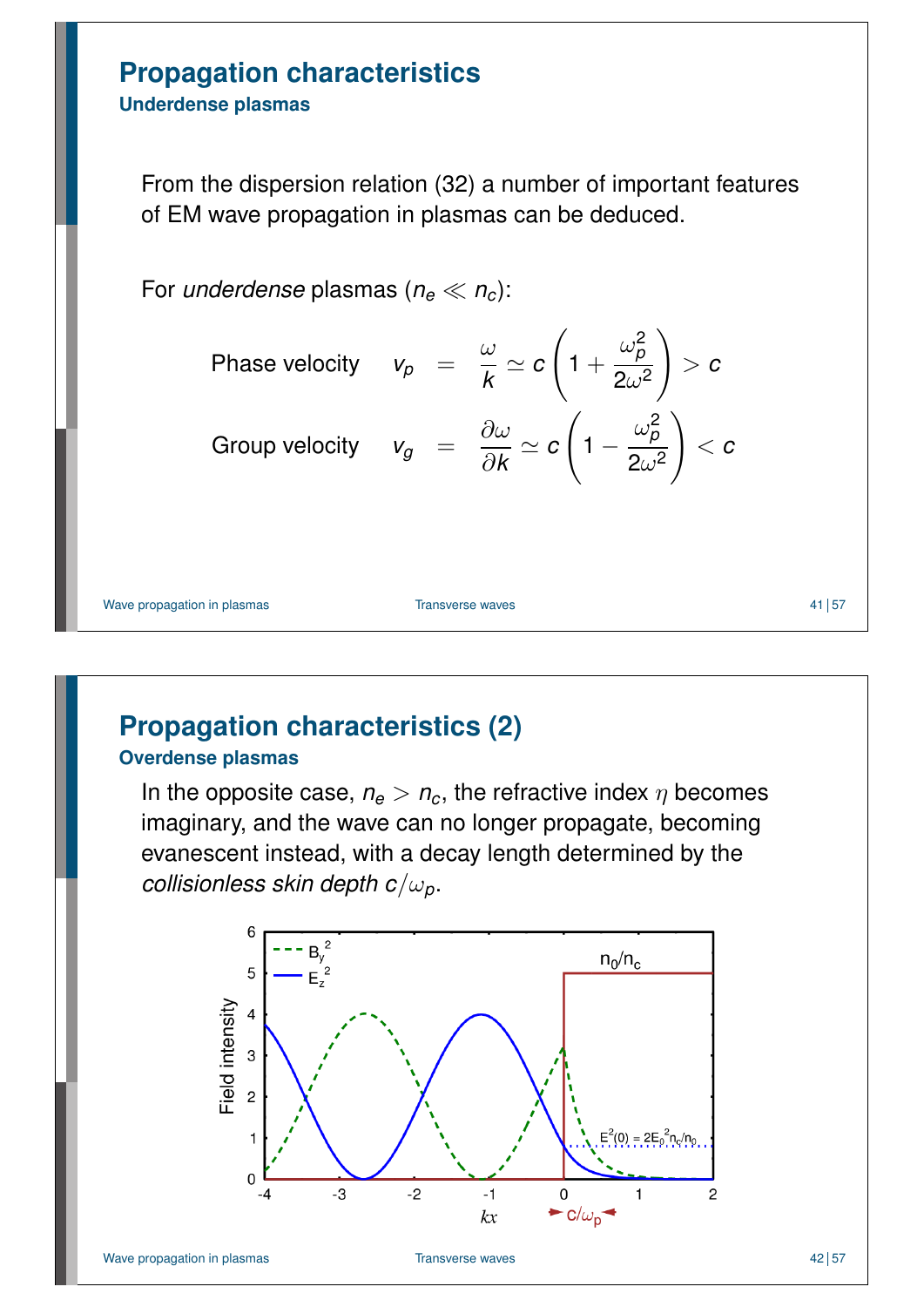# Propagation characteristics

## Underdense plasmas

From the dispersion relation (32) a number of important features of EM wave propagation in plasmas can be deduced.

For *underdense* plasmas ($n_e \ll n_c$):

$$\text{Phase velocity} \quad v_p = \frac{\omega}{k} \simeq c\left(1 + \frac{\omega_p^2}{2\omega^2}\right) > c$$

$$\text{Group velocity} \quad v_g = \frac{\partial \omega}{\partial k} \simeq c\left(1 - \frac{\omega_p^2}{2\omega^2}\right) < c$$

# Propagation characteristics (2)

## Overdense plasmas

In the opposite case, $n_e > n_c$, the refractive index $\eta$ becomes imaginary, and the wave can no longer propagate, becoming evanescent instead, with a decay length determined by the *collisionless skin depth* $c/\omega_p$.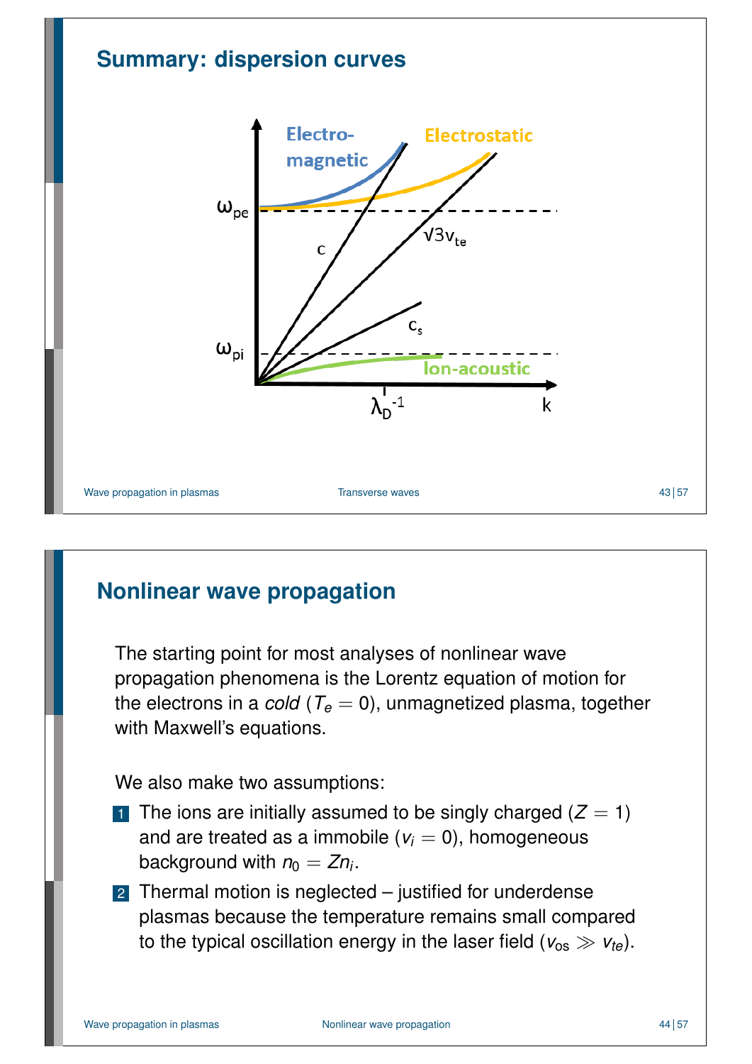## Summary: dispersion curves

## Nonlinear wave propagation

The starting point for most analyses of nonlinear wave propagation phenomena is the Lorentz equation of motion for the electrons in a *cold* ($T_e = 0$), unmagnetized plasma, together with Maxwell's equations.

We also make two assumptions:

1. The ions are initially assumed to be singly charged ($Z = 1$) and are treated as a immobile ($v_i = 0$), homogeneous background with $n_0 = Zn_i$.
2. Thermal motion is neglected – justified for underdense plasmas because the temperature remains small compared to the typical oscillation energy in the laser field ($v_{os} \gg v_{te}$).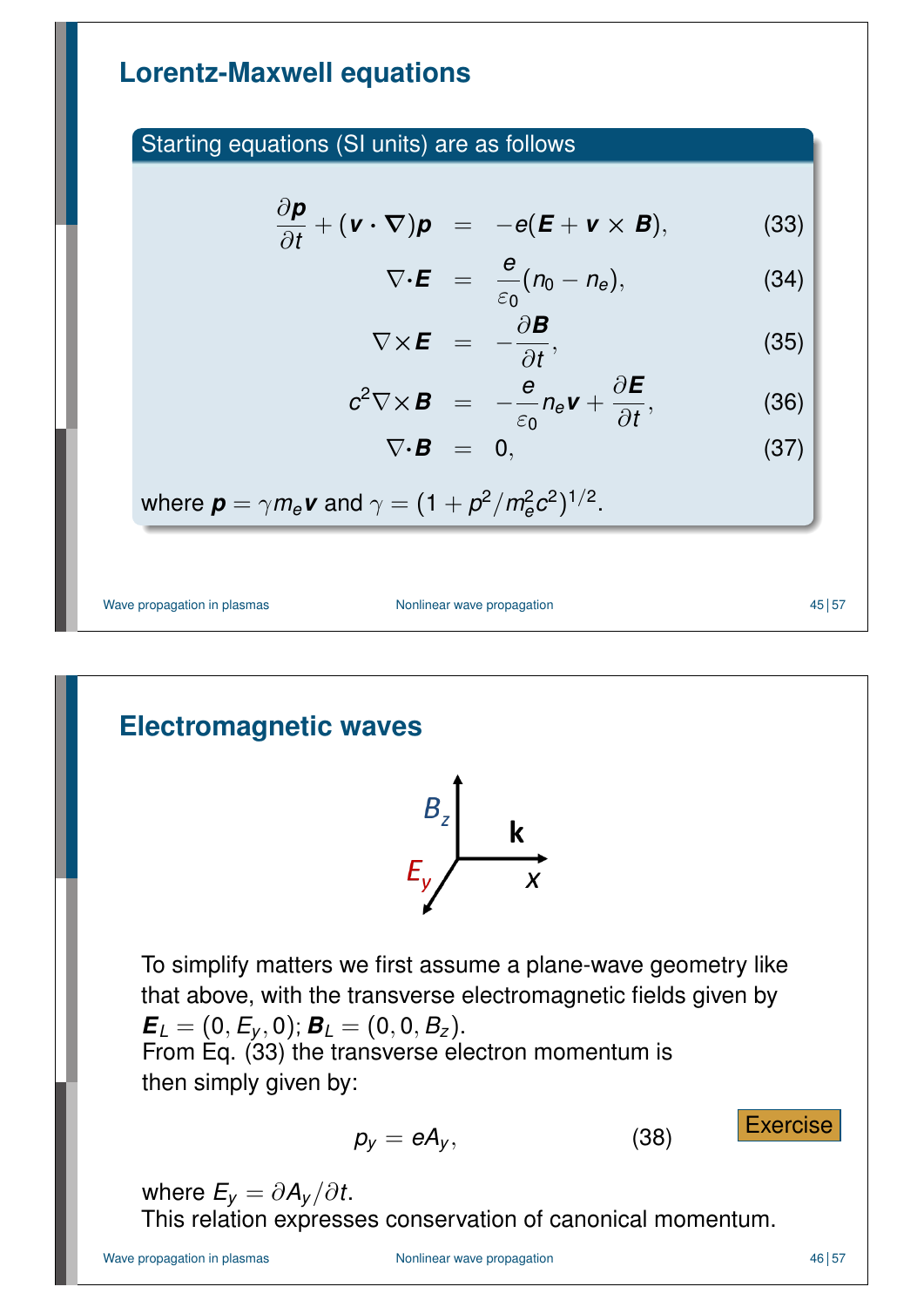## Lorentz-Maxwell equations

**Starting equations (SI units) are as follows**

$$
\begin{aligned}
\frac{\partial \boldsymbol{p}}{\partial t} + (\boldsymbol{v} \cdot \nabla)\boldsymbol{p} &= -e(\boldsymbol{E} + \boldsymbol{v} \times \boldsymbol{B}), && (33)\\
\nabla \cdot \boldsymbol{E} &= \frac{e}{\varepsilon_0}(n_0 - n_e), && (34)\\
\nabla \times \boldsymbol{E} &= -\frac{\partial \boldsymbol{B}}{\partial t}, && (35)\\
c^2 \nabla \times \boldsymbol{B} &= -\frac{e}{\varepsilon_0} n_e \boldsymbol{v} + \frac{\partial \boldsymbol{E}}{\partial t}, && (36)\\
\nabla \cdot \boldsymbol{B} &= 0, && (37)
\end{aligned}
$$

where $\boldsymbol{p} = \gamma m_e \boldsymbol{v}$ and $\gamma = (1 + p^2/m_e^2 c^2)^{1/2}$.

## Electromagnetic waves

To simplify matters we first assume a plane-wave geometry like that above, with the transverse electromagnetic fields given by $\boldsymbol{E}_L = (0, E_y, 0)$; $\boldsymbol{B}_L = (0, 0, B_z)$.
From Eq. (33) the transverse electron momentum is then simply given by:

$$p_y = eA_y, \qquad (38)$$

Exercise

where $E_y = \partial A_y / \partial t$.
This relation expresses conservation of canonical momentum.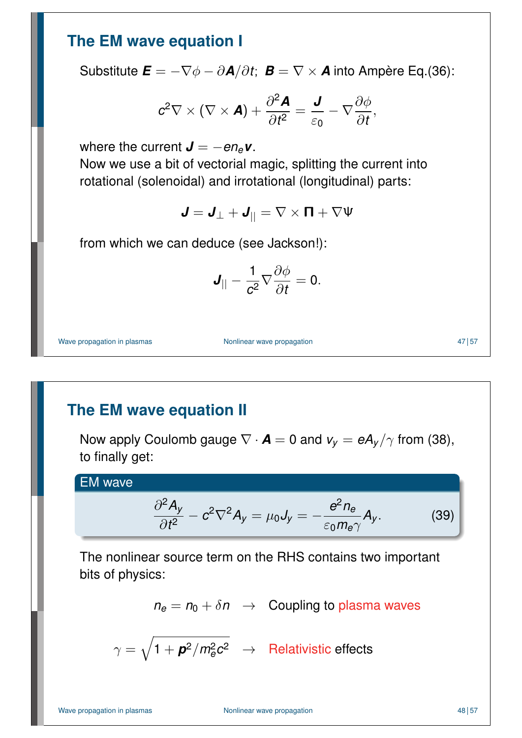## The EM wave equation I

Substitute $\boldsymbol{E} = -\nabla\phi - \partial\boldsymbol{A}/\partial t$; $\boldsymbol{B} = \nabla \times \boldsymbol{A}$ into Ampère Eq.(36):

$$c^2\nabla \times (\nabla \times \boldsymbol{A}) + \frac{\partial^2 \boldsymbol{A}}{\partial t^2} = \frac{\boldsymbol{J}}{\varepsilon_0} - \nabla\frac{\partial \phi}{\partial t},$$

where the current $\boldsymbol{J} = -en_e\boldsymbol{v}$.
Now we use a bit of vectorial magic, splitting the current into rotational (solenoidal) and irrotational (longitudinal) parts:

$$\boldsymbol{J} = \boldsymbol{J}_\perp + \boldsymbol{J}_{||} = \nabla \times \boldsymbol{\Pi} + \nabla\Psi$$

from which we can deduce (see Jackson!):

$$\boldsymbol{J}_{||} - \frac{1}{c^2}\nabla\frac{\partial\phi}{\partial t} = 0.$$

## The EM wave equation II

Now apply Coulomb gauge $\nabla \cdot \boldsymbol{A} = 0$ and $v_y = eA_y/\gamma$ from (38), to finally get:

**EM wave**

$$\frac{\partial^2 A_y}{\partial t^2} - c^2\nabla^2 A_y = \mu_0 J_y = -\frac{e^2 n_e}{\varepsilon_0 m_e \gamma}A_y. \tag{39}$$

The nonlinear source term on the RHS contains two important bits of physics:

$$n_e = n_0 + \delta n \quad \rightarrow \quad \text{Coupling to plasma waves}$$

$$\gamma = \sqrt{1 + \boldsymbol{p}^2/m_e^2c^2} \quad \rightarrow \quad \text{Relativistic effects}$$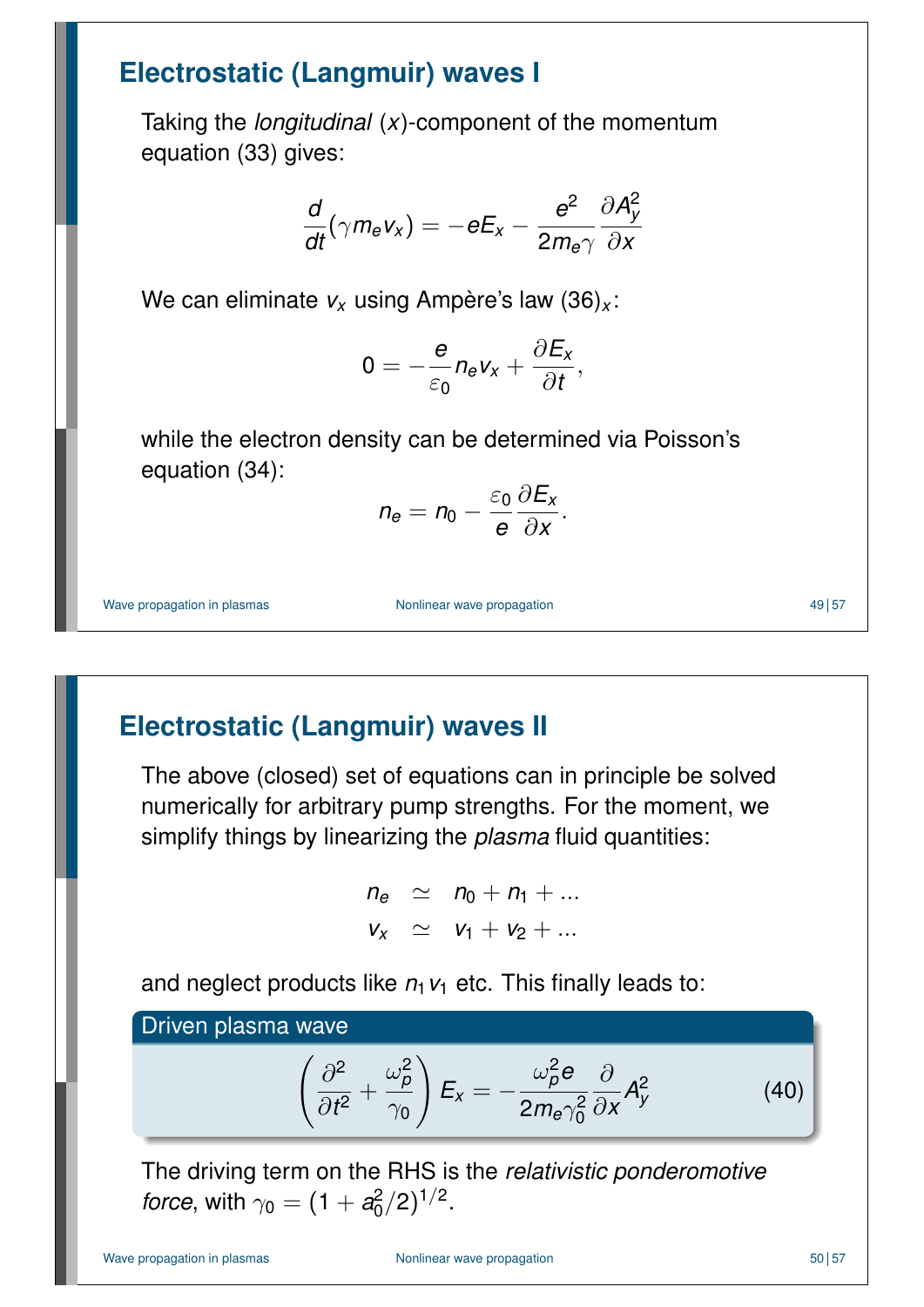## Electrostatic (Langmuir) waves I

Taking the *longitudinal* ($x$)-component of the momentum equation (33) gives:

$$\frac{d}{dt}(\gamma m_e v_x) = -eE_x - \frac{e^2}{2m_e\gamma}\frac{\partial A_y^2}{\partial x}$$

We can eliminate $v_x$ using Ampère's law $(36)_x$:

$$0 = -\frac{e}{\varepsilon_0} n_e v_x + \frac{\partial E_x}{\partial t},$$

while the electron density can be determined via Poisson's equation (34):

$$n_e = n_0 - \frac{\varepsilon_0}{e}\frac{\partial E_x}{\partial x}.$$

## Electrostatic (Langmuir) waves II

The above (closed) set of equations can in principle be solved numerically for arbitrary pump strengths. For the moment, we simplify things by linearizing the *plasma* fluid quantities:

$$\begin{aligned} n_e &\simeq n_0 + n_1 + ... \\ v_x &\simeq v_1 + v_2 + ... \end{aligned}$$

and neglect products like $n_1 v_1$ etc. This finally leads to:

**Driven plasma wave**

$$\left(\frac{\partial^2}{\partial t^2} + \frac{\omega_p^2}{\gamma_0}\right) E_x = -\frac{\omega_p^2 e}{2m_e\gamma_0^2}\frac{\partial}{\partial x}A_y^2 \tag{40}$$

The driving term on the RHS is the *relativistic ponderomotive force*, with $\gamma_0 = (1 + a_0^2/2)^{1/2}$.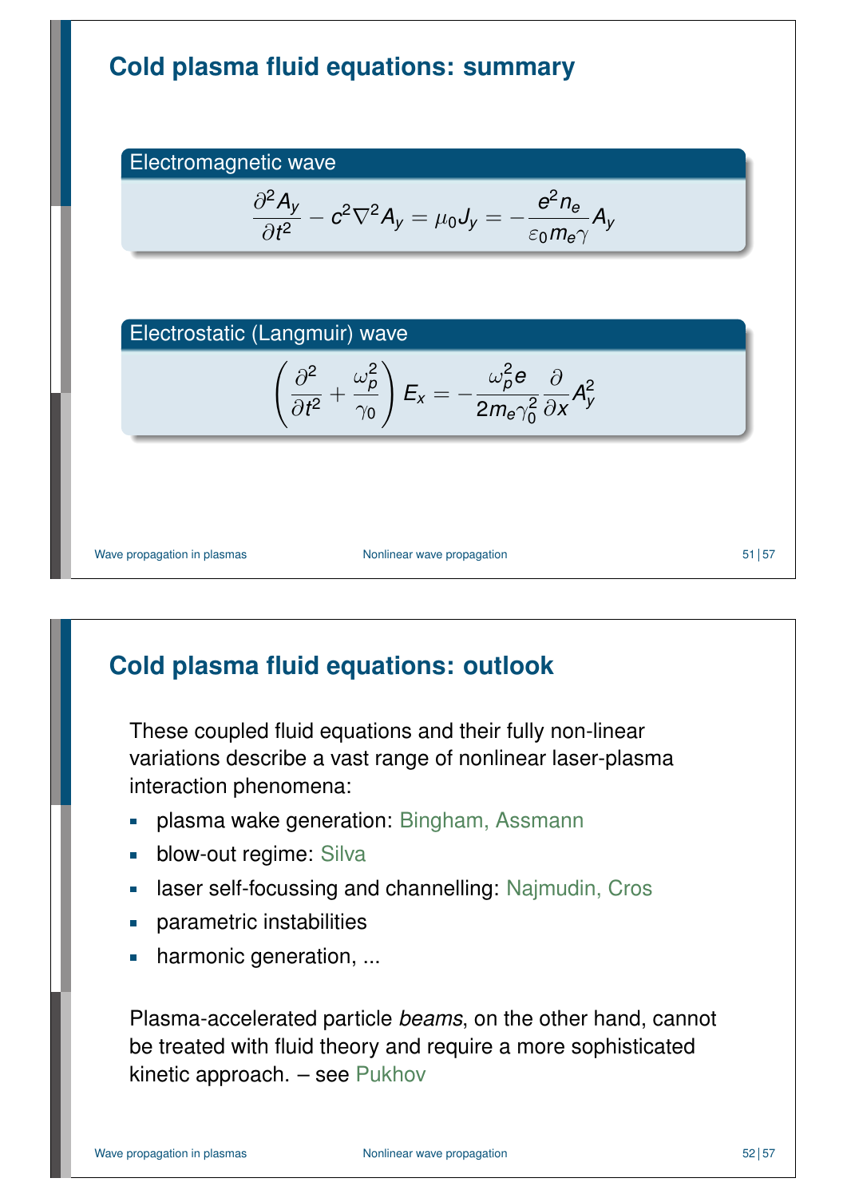# Cold plasma fluid equations: summary

**Electromagnetic wave**

$$\frac{\partial^2 A_y}{\partial t^2} - c^2 \nabla^2 A_y = \mu_0 J_y = -\frac{e^2 n_e}{\varepsilon_0 m_e \gamma} A_y$$

**Electrostatic (Langmuir) wave**

$$\left( \frac{\partial^2}{\partial t^2} + \frac{\omega_p^2}{\gamma_0} \right) E_x = -\frac{\omega_p^2 e}{2 m_e \gamma_0^2} \frac{\partial}{\partial x} A_y^2$$

# Cold plasma fluid equations: outlook

These coupled fluid equations and their fully non-linear variations describe a vast range of nonlinear laser-plasma interaction phenomena:

- plasma wake generation: Bingham, Assmann
- blow-out regime: Silva
- laser self-focussing and channelling: Najmudin, Cros
- parametric instabilities
- harmonic generation, ...

Plasma-accelerated particle *beams*, on the other hand, cannot be treated with fluid theory and require a more sophisticated kinetic approach. – see Pukhov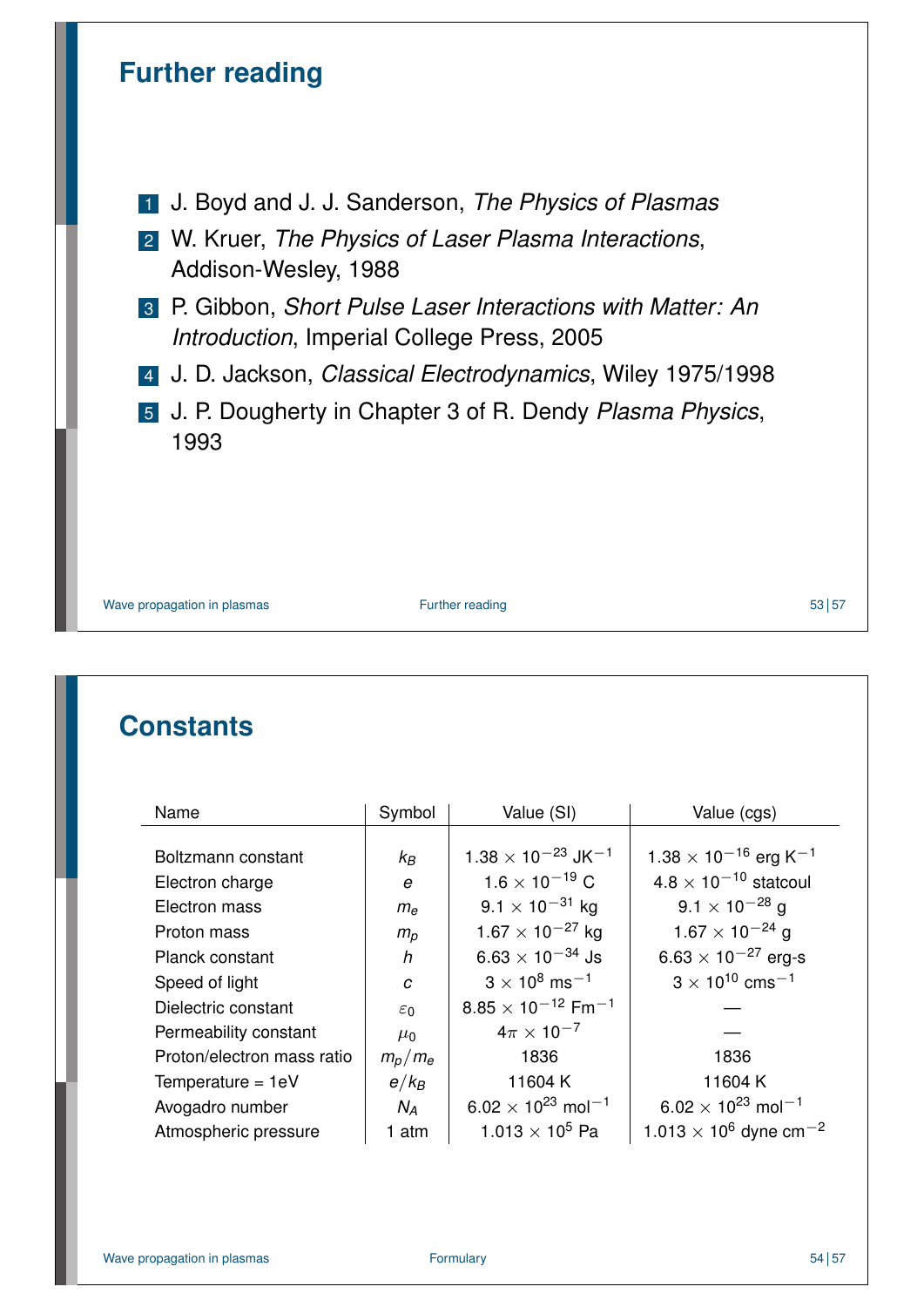## Further reading

1. J. Boyd and J. J. Sanderson, *The Physics of Plasmas*
2. W. Kruer, *The Physics of Laser Plasma Interactions*, Addison-Wesley, 1988
3. P. Gibbon, *Short Pulse Laser Interactions with Matter: An Introduction*, Imperial College Press, 2005
4. J. D. Jackson, *Classical Electrodynamics*, Wiley 1975/1998
5. J. P. Dougherty in Chapter 3 of R. Dendy *Plasma Physics*, 1993

## Constants

| Name | Symbol | Value (SI) | Value (cgs) |
|---|---|---|---|
| Boltzmann constant | $k_B$ | $1.38 \times 10^{-23}$ JK$^{-1}$ | $1.38 \times 10^{-16}$ erg K$^{-1}$ |
| Electron charge | $e$ | $1.6 \times 10^{-19}$ C | $4.8 \times 10^{-10}$ statcoul |
| Electron mass | $m_e$ | $9.1 \times 10^{-31}$ kg | $9.1 \times 10^{-28}$ g |
| Proton mass | $m_p$ | $1.67 \times 10^{-27}$ kg | $1.67 \times 10^{-24}$ g |
| Planck constant | $h$ | $6.63 \times 10^{-34}$ Js | $6.63 \times 10^{-27}$ erg-s |
| Speed of light | $c$ | $3 \times 10^{8}$ ms$^{-1}$ | $3 \times 10^{10}$ cms$^{-1}$ |
| Dielectric constant | $\varepsilon_0$ | $8.85 \times 10^{-12}$ Fm$^{-1}$ | — |
| Permeability constant | $\mu_0$ | $4\pi \times 10^{-7}$ | — |
| Proton/electron mass ratio | $m_p/m_e$ | 1836 | 1836 |
| Temperature = 1eV | $e/k_B$ | 11604 K | 11604 K |
| Avogadro number | $N_A$ | $6.02 \times 10^{23}$ mol$^{-1}$ | $6.02 \times 10^{23}$ mol$^{-1}$ |
| Atmospheric pressure | 1 atm | $1.013 \times 10^{5}$ Pa | $1.013 \times 10^{6}$ dyne cm$^{-2}$ |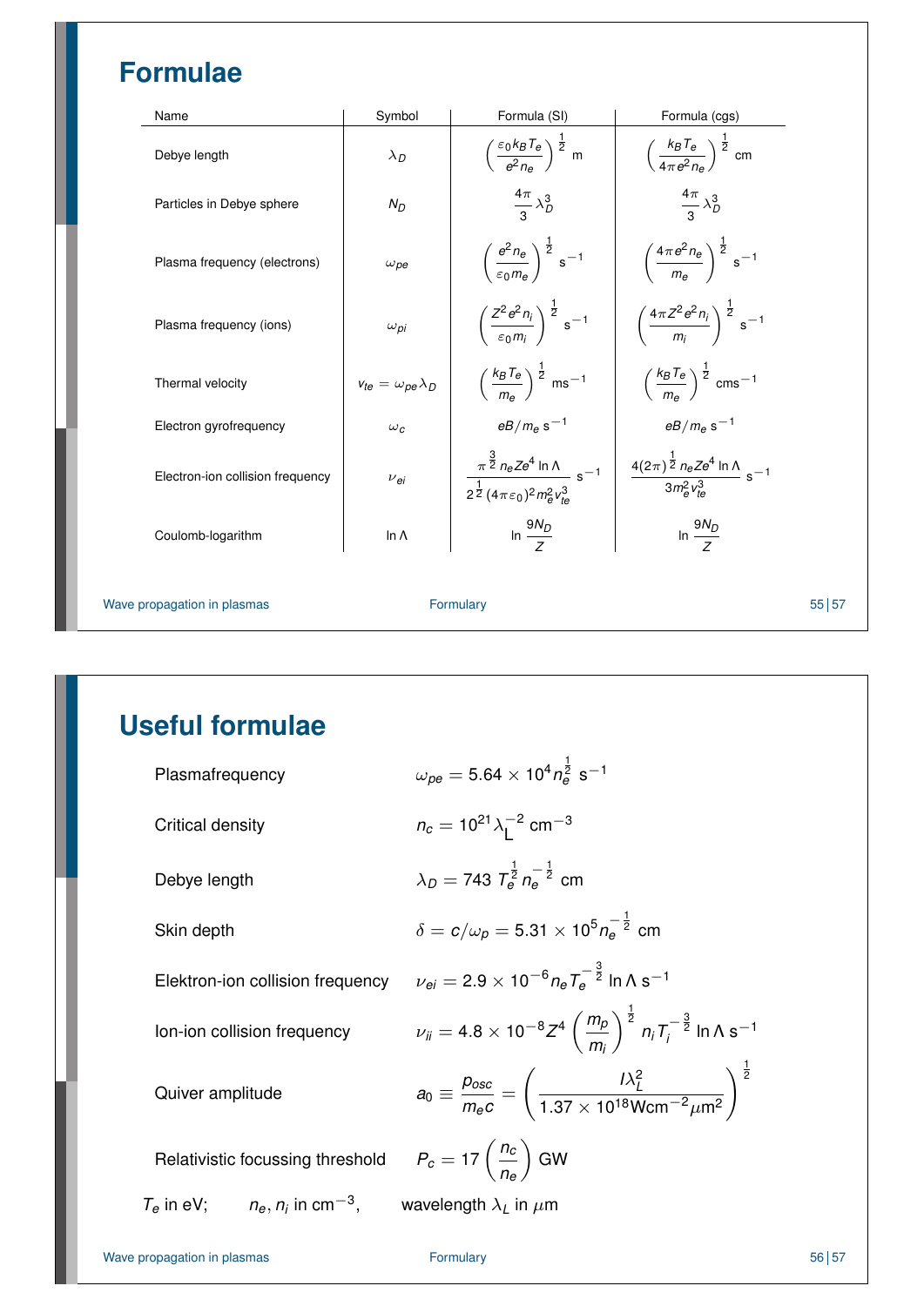# Formulae

| Name | Symbol | Formula (SI) | Formula (cgs) |
|---|---|---|---|
| Debye length | $\lambda_D$ | $\left(\frac{\varepsilon_0 k_B T_e}{e^2 n_e}\right)^{\frac{1}{2}}$ m | $\left(\frac{k_B T_e}{4\pi e^2 n_e}\right)^{\frac{1}{2}}$ cm |
| Particles in Debye sphere | $N_D$ | $\frac{4\pi}{3}\lambda_D^3$ | $\frac{4\pi}{3}\lambda_D^3$ |
| Plasma frequency (electrons) | $\omega_{pe}$ | $\left(\frac{e^2 n_e}{\varepsilon_0 m_e}\right)^{\frac{1}{2}}$ s$^{-1}$ | $\left(\frac{4\pi e^2 n_e}{m_e}\right)^{\frac{1}{2}}$ s$^{-1}$ |
| Plasma frequency (ions) | $\omega_{pi}$ | $\left(\frac{Z^2 e^2 n_i}{\varepsilon_0 m_i}\right)^{\frac{1}{2}}$ s$^{-1}$ | $\left(\frac{4\pi Z^2 e^2 n_i}{m_i}\right)^{\frac{1}{2}}$ s$^{-1}$ |
| Thermal velocity | $v_{te} = \omega_{pe}\lambda_D$ | $\left(\frac{k_B T_e}{m_e}\right)^{\frac{1}{2}}$ ms$^{-1}$ | $\left(\frac{k_B T_e}{m_e}\right)^{\frac{1}{2}}$ cms$^{-1}$ |
| Electron gyrofrequency | $\omega_c$ | $eB/m_e$ s$^{-1}$ | $eB/m_e$ s$^{-1}$ |
| Electron-ion collision frequency | $\nu_{ei}$ | $\frac{\pi^{\frac{3}{2}} n_e Z e^4 \ln\Lambda}{2^{\frac{1}{2}}(4\pi\varepsilon_0)^2 m_e^2 v_{te}^3}$ s$^{-1}$ | $\frac{4(2\pi)^{\frac{1}{2}} n_e Z e^4 \ln\Lambda}{3 m_e^2 v_{te}^3}$ s$^{-1}$ |
| Coulomb-logarithm | $\ln\Lambda$ | $\ln\frac{9N_D}{Z}$ | $\ln\frac{9N_D}{Z}$ |

# Useful formulae

Plasmafrequency: $\omega_{pe} = 5.64 \times 10^4 n_e^{\frac{1}{2}}$ s$^{-1}$

Critical density: $n_c = 10^{21}\lambda_L^{-2}$ cm$^{-3}$

Debye length: $\lambda_D = 743\, T_e^{\frac{1}{2}} n_e^{-\frac{1}{2}}$ cm

Skin depth: $\delta = c/\omega_p = 5.31 \times 10^5 n_e^{-\frac{1}{2}}$ cm

Elektron-ion collision frequency: $\nu_{ei} = 2.9 \times 10^{-6} n_e T_e^{-\frac{3}{2}} \ln\Lambda$ s$^{-1}$

Ion-ion collision frequency: $\nu_{ii} = 4.8 \times 10^{-8} Z^4 \left(\frac{m_p}{m_i}\right)^{\frac{1}{2}} n_i T_i^{-\frac{3}{2}} \ln\Lambda$ s$^{-1}$

Quiver amplitude: $a_0 \equiv \frac{p_{osc}}{m_e c} = \left(\frac{I\lambda_L^2}{1.37 \times 10^{18}\,\mathrm{Wcm}^{-2}\mu\mathrm{m}^2}\right)^{\frac{1}{2}}$

Relativistic focussing threshold: $P_c = 17\left(\frac{n_c}{n_e}\right)$ GW

$T_e$ in eV; $n_e, n_i$ in cm$^{-3}$, wavelength $\lambda_L$ in $\mu$m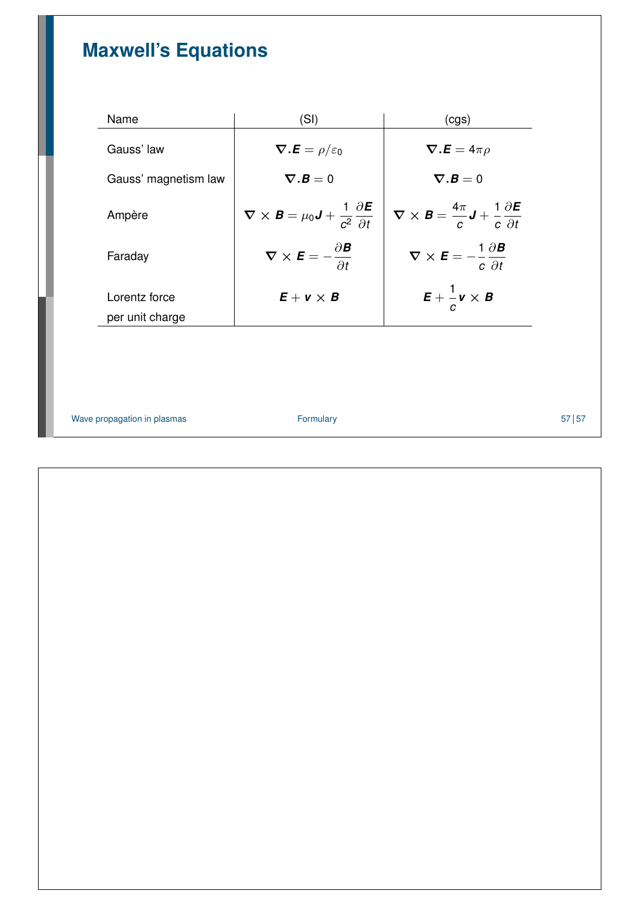# Maxwell's Equations

| Name | (SI) | (cgs) |
|---|---|---|
| Gauss' law | $\boldsymbol{\nabla} . \boldsymbol{E} = \rho / \varepsilon_0$ | $\boldsymbol{\nabla} . \boldsymbol{E} = 4\pi\rho$ |
| Gauss' magnetism law | $\boldsymbol{\nabla} . \boldsymbol{B} = 0$ | $\boldsymbol{\nabla} . \boldsymbol{B} = 0$ |
| Ampère | $\boldsymbol{\nabla} \times \boldsymbol{B} = \mu_0 \boldsymbol{J} + \frac{1}{c^2} \frac{\partial \boldsymbol{E}}{\partial t}$ | $\boldsymbol{\nabla} \times \boldsymbol{B} = \frac{4\pi}{c} \boldsymbol{J} + \frac{1}{c} \frac{\partial \boldsymbol{E}}{\partial t}$ |
| Faraday | $\boldsymbol{\nabla} \times \boldsymbol{E} = -\frac{\partial \boldsymbol{B}}{\partial t}$ | $\boldsymbol{\nabla} \times \boldsymbol{E} = -\frac{1}{c} \frac{\partial \boldsymbol{B}}{\partial t}$ |
| Lorentz force per unit charge | $\boldsymbol{E} + \boldsymbol{v} \times \boldsymbol{B}$ | $\boldsymbol{E} + \frac{1}{c} \boldsymbol{v} \times \boldsymbol{B}$ |